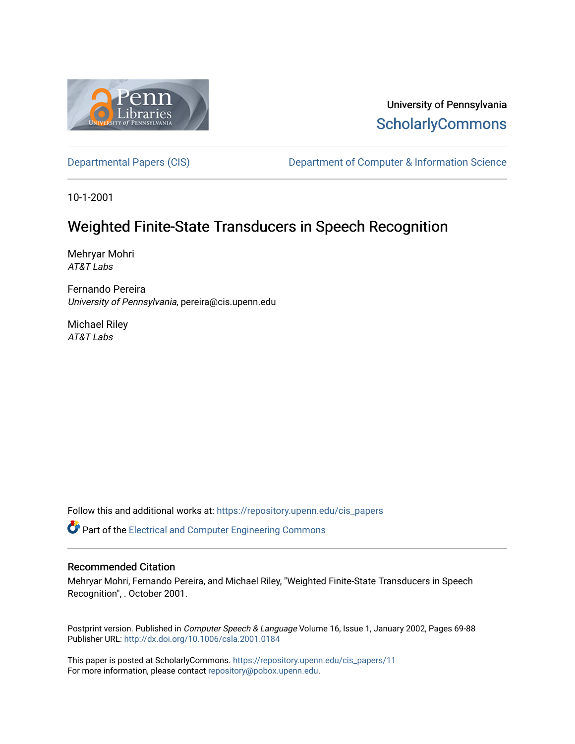University of Pennsylvania
ScholarlyCommons

Departmental Papers (CIS) | Department of Computer & Information Science

10-1-2001

# Weighted Finite-State Transducers in Speech Recognition

Mehryar Mohri
*AT&T Labs*

Fernando Pereira
*University of Pennsylvania*, pereira@cis.upenn.edu

Michael Riley
*AT&T Labs*

Follow this and additional works at: https://repository.upenn.edu/cis_papers

Part of the Electrical and Computer Engineering Commons

## Recommended Citation

Mehryar Mohri, Fernando Pereira, and Michael Riley, "Weighted Finite-State Transducers in Speech Recognition", . October 2001.

Postprint version. Published in *Computer Speech & Language* Volume 16, Issue 1, January 2002, Pages 69-88
Publisher URL: http://dx.doi.org/10.1006/csla.2001.0184

This paper is posted at ScholarlyCommons. https://repository.upenn.edu/cis_papers/11
For more information, please contact repository@pobox.upenn.edu.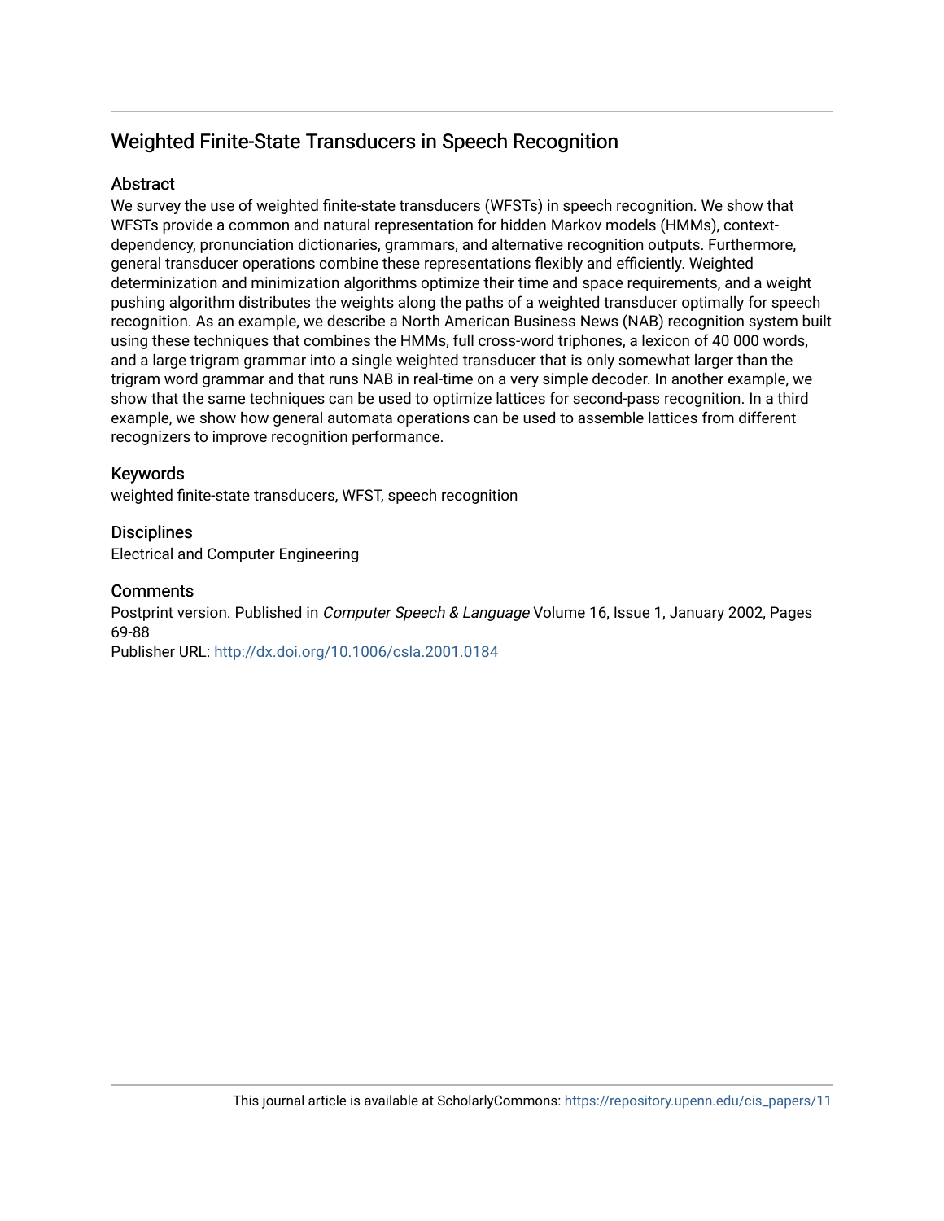# Weighted Finite-State Transducers in Speech Recognition

## Abstract

We survey the use of weighted finite-state transducers (WFSTs) in speech recognition. We show that WFSTs provide a common and natural representation for hidden Markov models (HMMs), context-dependency, pronunciation dictionaries, grammars, and alternative recognition outputs. Furthermore, general transducer operations combine these representations flexibly and efficiently. Weighted determinization and minimization algorithms optimize their time and space requirements, and a weight pushing algorithm distributes the weights along the paths of a weighted transducer optimally for speech recognition. As an example, we describe a North American Business News (NAB) recognition system built using these techniques that combines the HMMs, full cross-word triphones, a lexicon of 40 000 words, and a large trigram grammar into a single weighted transducer that is only somewhat larger than the trigram word grammar and that runs NAB in real-time on a very simple decoder. In another example, we show that the same techniques can be used to optimize lattices for second-pass recognition. In a third example, we show how general automata operations can be used to assemble lattices from different recognizers to improve recognition performance.

## Keywords

weighted finite-state transducers, WFST, speech recognition

## Disciplines

Electrical and Computer Engineering

## Comments

Postprint version. Published in *Computer Speech & Language* Volume 16, Issue 1, January 2002, Pages 69-88
Publisher URL: http://dx.doi.org/10.1006/csla.2001.0184

This journal article is available at ScholarlyCommons: https://repository.upenn.edu/cis_papers/11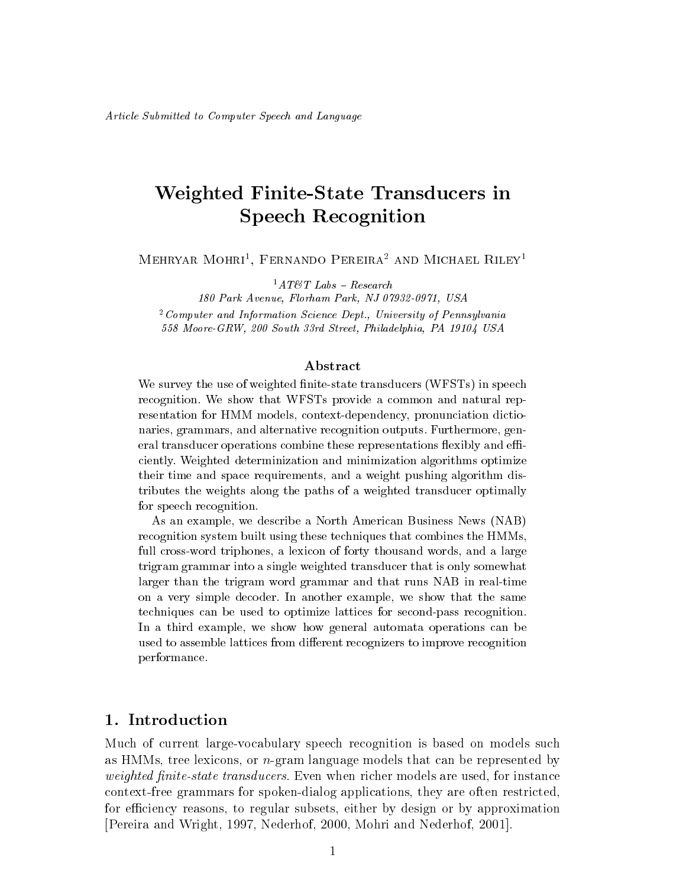*Article Submitted to Computer Speech and Language*

# Weighted Finite-State Transducers in Speech Recognition

Mehryar Mohri[1], Fernando Pereira[2] and Michael Riley[1]

[1] *AT&T Labs – Research*
*180 Park Avenue, Florham Park, NJ 07932-0971, USA*

[2] *Computer and Information Science Dept., University of Pennsylvania*
*558 Moore-GRW, 200 South 33rd Street, Philadelphia, PA 19104 USA*

### Abstract

We survey the use of weighted finite-state transducers (WFSTs) in speech recognition. We show that WFSTs provide a common and natural representation for HMM models, context-dependency, pronunciation dictionaries, grammars, and alternative recognition outputs. Furthermore, general transducer operations combine these representations flexibly and efficiently. Weighted determinization and minimization algorithms optimize their time and space requirements, and a weight pushing algorithm distributes the weights along the paths of a weighted transducer optimally for speech recognition.

As an example, we describe a North American Business News (NAB) recognition system built using these techniques that combines the HMMs, full cross-word triphones, a lexicon of forty thousand words, and a large trigram grammar into a single weighted transducer that is only somewhat larger than the trigram word grammar and that runs NAB in real-time on a very simple decoder. In another example, we show that the same techniques can be used to optimize lattices for second-pass recognition. In a third example, we show how general automata operations can be used to assemble lattices from different recognizers to improve recognition performance.

## 1. Introduction

Much of current large-vocabulary speech recognition is based on models such as HMMs, tree lexicons, or $n$-gram language models that can be represented by *weighted finite-state transducers*. Even when richer models are used, for instance context-free grammars for spoken-dialog applications, they are often restricted, for efficiency reasons, to regular subsets, either by design or by approximation [Pereira and Wright, 1997, Nederhof, 2000, Mohri and Nederhof, 2001].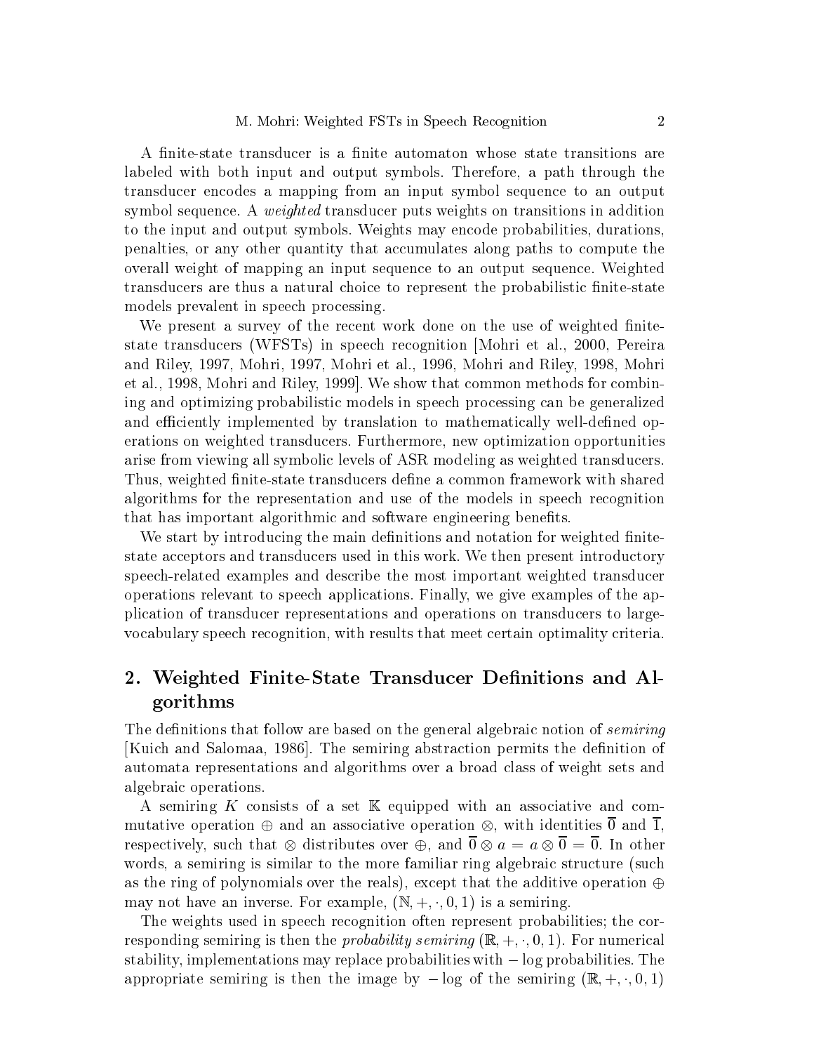A finite-state transducer is a finite automaton whose state transitions are labeled with both input and output symbols. Therefore, a path through the transducer encodes a mapping from an input symbol sequence to an output symbol sequence. A *weighted* transducer puts weights on transitions in addition to the input and output symbols. Weights may encode probabilities, durations, penalties, or any other quantity that accumulates along paths to compute the overall weight of mapping an input sequence to an output sequence. Weighted transducers are thus a natural choice to represent the probabilistic finite-state models prevalent in speech processing.

We present a survey of the recent work done on the use of weighted finite-state transducers (WFSTs) in speech recognition [Mohri et al., 2000, Pereira and Riley, 1997, Mohri, 1997, Mohri et al., 1996, Mohri and Riley, 1998, Mohri et al., 1998, Mohri and Riley, 1999]. We show that common methods for combining and optimizing probabilistic models in speech processing can be generalized and efficiently implemented by translation to mathematically well-defined operations on weighted transducers. Furthermore, new optimization opportunities arise from viewing all symbolic levels of ASR modeling as weighted transducers. Thus, weighted finite-state transducers define a common framework with shared algorithms for the representation and use of the models in speech recognition that has important algorithmic and software engineering benefits.

We start by introducing the main definitions and notation for weighted finite-state acceptors and transducers used in this work. We then present introductory speech-related examples and describe the most important weighted transducer operations relevant to speech applications. Finally, we give examples of the application of transducer representations and operations on transducers to large-vocabulary speech recognition, with results that meet certain optimality criteria.

## 2. Weighted Finite-State Transducer Definitions and Algorithms

The definitions that follow are based on the general algebraic notion of *semiring* [Kuich and Salomaa, 1986]. The semiring abstraction permits the definition of automata representations and algorithms over a broad class of weight sets and algebraic operations.

A semiring $K$ consists of a set $\mathbb{K}$ equipped with an associative and commutative operation $\oplus$ and an associative operation $\otimes$, with identities $\overline{0}$ and $\overline{1}$, respectively, such that $\otimes$ distributes over $\oplus$, and $\overline{0} \otimes a = a \otimes \overline{0} = \overline{0}$. In other words, a semiring is similar to the more familiar ring algebraic structure (such as the ring of polynomials over the reals), except that the additive operation $\oplus$ may not have an inverse. For example, $(\mathbb{N}, +, \cdot, 0, 1)$ is a semiring.

The weights used in speech recognition often represent probabilities; the corresponding semiring is then the *probability semiring* $(\mathbb{R}, +, \cdot, 0, 1)$. For numerical stability, implementations may replace probabilities with $-\log$ probabilities. The appropriate semiring is then the image by $-\log$ of the semiring $(\mathbb{R}, +, \cdot, 0, 1)$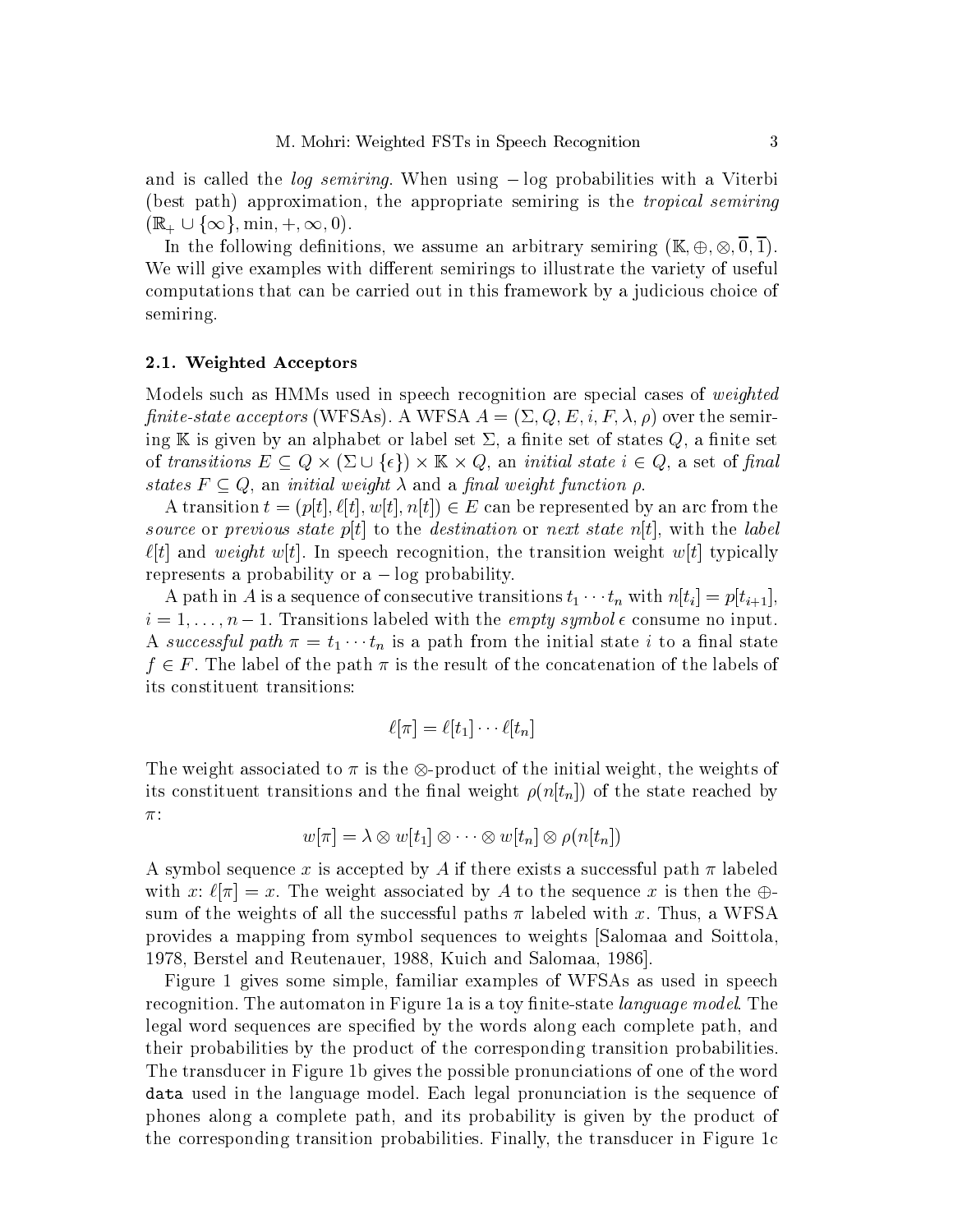and is called the *log semiring*. When using $-\log$ probabilities with a Viterbi (best path) approximation, the appropriate semiring is the *tropical semiring* $(\mathbb{R}_+ \cup \{\infty\}, \min, +, \infty, 0)$.

In the following definitions, we assume an arbitrary semiring $(\mathbb{K}, \oplus, \otimes, \overline{0}, \overline{1})$. We will give examples with different semirings to illustrate the variety of useful computations that can be carried out in this framework by a judicious choice of semiring.

### 2.1. Weighted Acceptors

Models such as HMMs used in speech recognition are special cases of *weighted finite-state acceptors* (WFSAs). A WFSA $A = (\Sigma, Q, E, i, F, \lambda, \rho)$ over the semiring $\mathbb{K}$ is given by an alphabet or label set $\Sigma$, a finite set of states $Q$, a finite set of *transitions* $E \subseteq Q \times (\Sigma \cup \{\epsilon\}) \times \mathbb{K} \times Q$, an *initial state* $i \in Q$, a set of *final states* $F \subseteq Q$, an *initial weight* $\lambda$ and a *final weight function* $\rho$.

A transition $t = (p[t], \ell[t], w[t], n[t]) \in E$ can be represented by an arc from the *source* or *previous state* $p[t]$ to the *destination* or *next state* $n[t]$, with the *label* $\ell[t]$ and *weight* $w[t]$. In speech recognition, the transition weight $w[t]$ typically represents a probability or a $-\log$ probability.

A path in $A$ is a sequence of consecutive transitions $t_1 \cdots t_n$ with $n[t_i] = p[t_{i+1}]$, $i = 1, \ldots, n-1$. Transitions labeled with the *empty symbol* $\epsilon$ consume no input. A *successful path* $\pi = t_1 \cdots t_n$ is a path from the initial state $i$ to a final state $f \in F$. The label of the path $\pi$ is the result of the concatenation of the labels of its constituent transitions:

$$\ell[\pi] = \ell[t_1] \cdots \ell[t_n]$$

The weight associated to $\pi$ is the $\otimes$-product of the initial weight, the weights of its constituent transitions and the final weight $\rho(n[t_n])$ of the state reached by $\pi$:

$$w[\pi] = \lambda \otimes w[t_1] \otimes \cdots \otimes w[t_n] \otimes \rho(n[t_n])$$

A symbol sequence $x$ is accepted by $A$ if there exists a successful path $\pi$ labeled with $x$: $\ell[\pi] = x$. The weight associated by $A$ to the sequence $x$ is then the $\oplus$-sum of the weights of all the successful paths $\pi$ labeled with $x$. Thus, a WFSA provides a mapping from symbol sequences to weights [Salomaa and Soittola, 1978, Berstel and Reutenauer, 1988, Kuich and Salomaa, 1986].

Figure 1 gives some simple, familiar examples of WFSAs as used in speech recognition. The automaton in Figure 1a is a toy finite-state *language model*. The legal word sequences are specified by the words along each complete path, and their probabilities by the product of the corresponding transition probabilities. The transducer in Figure 1b gives the possible pronunciations of one of the word `data` used in the language model. Each legal pronunciation is the sequence of phones along a complete path, and its probability is given by the product of the corresponding transition probabilities. Finally, the transducer in Figure 1c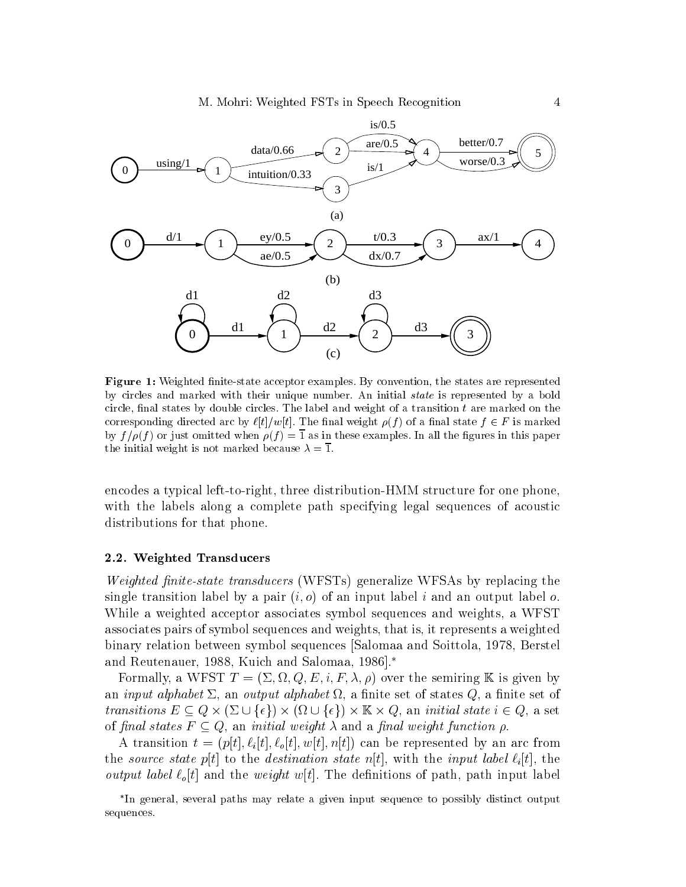**Figure 1:** Weighted finite-state acceptor examples. By convention, the states are represented by circles and marked with their unique number. An initial *state* is represented by a bold circle, final states by double circles. The label and weight of a transition $t$ are marked on the corresponding directed arc by $\ell[t]/w[t]$. The final weight $\rho(f)$ of a final state $f \in F$ is marked by $f/\rho(f)$ or just omitted when $\rho(f) = \overline{1}$ as in these examples. In all the figures in this paper the initial weight is not marked because $\lambda = \overline{1}$.

encodes a typical left-to-right, three distribution-HMM structure for one phone, with the labels along a complete path specifying legal sequences of acoustic distributions for that phone.

### 2.2. Weighted Transducers

*Weighted finite-state transducers* (WFSTs) generalize WFSAs by replacing the single transition label by a pair $(i, o)$ of an input label $i$ and an output label $o$. While a weighted acceptor associates symbol sequences and weights, a WFST associates pairs of symbol sequences and weights, that is, it represents a weighted binary relation between symbol sequences [Salomaa and Soittola, 1978, Berstel and Reutenauer, 1988, Kuich and Salomaa, 1986].*

Formally, a WFST $T = (\Sigma, \Omega, Q, E, i, F, \lambda, \rho)$ over the semiring $\mathbb{K}$ is given by an *input alphabet* $\Sigma$, an *output alphabet* $\Omega$, a finite set of states $Q$, a finite set of *transitions* $E \subseteq Q \times (\Sigma \cup \{\epsilon\}) \times (\Omega \cup \{\epsilon\}) \times \mathbb{K} \times Q$, an *initial state* $i \in Q$, a set of *final states* $F \subseteq Q$, an *initial weight* $\lambda$ and a *final weight function* $\rho$.

A transition $t = (p[t], \ell_i[t], \ell_o[t], w[t], n[t])$ can be represented by an arc from the *source state* $p[t]$ to the *destination state* $n[t]$, with the *input label* $\ell_i[t]$, the *output label* $\ell_o[t]$ and the *weight* $w[t]$. The definitions of path, path input label

*In general, several paths may relate a given input sequence to possibly distinct output sequences.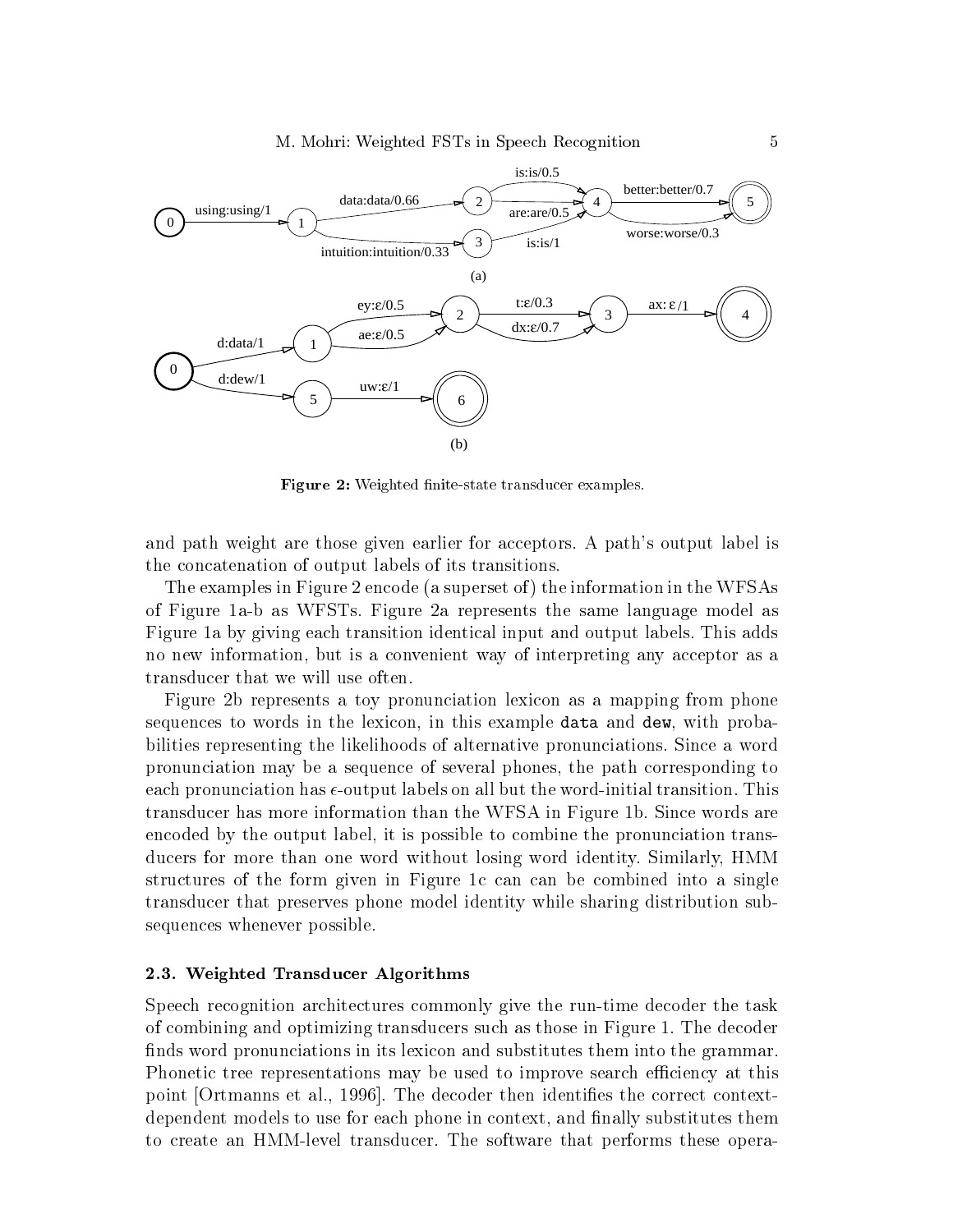**Figure 2:** Weighted finite-state transducer examples.

and path weight are those given earlier for acceptors. A path's output label is the concatenation of output labels of its transitions.

The examples in Figure 2 encode (a superset of) the information in the WFSAs of Figure 1a-b as WFSTs. Figure 2a represents the same language model as Figure 1a by giving each transition identical input and output labels. This adds no new information, but is a convenient way of interpreting any acceptor as a transducer that we will use often.

Figure 2b represents a toy pronunciation lexicon as a mapping from phone sequences to words in the lexicon, in this example `data` and `dew`, with probabilities representing the likelihoods of alternative pronunciations. Since a word pronunciation may be a sequence of several phones, the path corresponding to each pronunciation has $\epsilon$-output labels on all but the word-initial transition. This transducer has more information than the WFSA in Figure 1b. Since words are encoded by the output label, it is possible to combine the pronunciation transducers for more than one word without losing word identity. Similarly, HMM structures of the form given in Figure 1c can can be combined into a single transducer that preserves phone model identity while sharing distribution subsequences whenever possible.

### 2.3. Weighted Transducer Algorithms

Speech recognition architectures commonly give the run-time decoder the task of combining and optimizing transducers such as those in Figure 1. The decoder finds word pronunciations in its lexicon and substitutes them into the grammar. Phonetic tree representations may be used to improve search efficiency at this point [Ortmanns et al., 1996]. The decoder then identifies the correct context-dependent models to use for each phone in context, and finally substitutes them to create an HMM-level transducer. The software that performs these opera-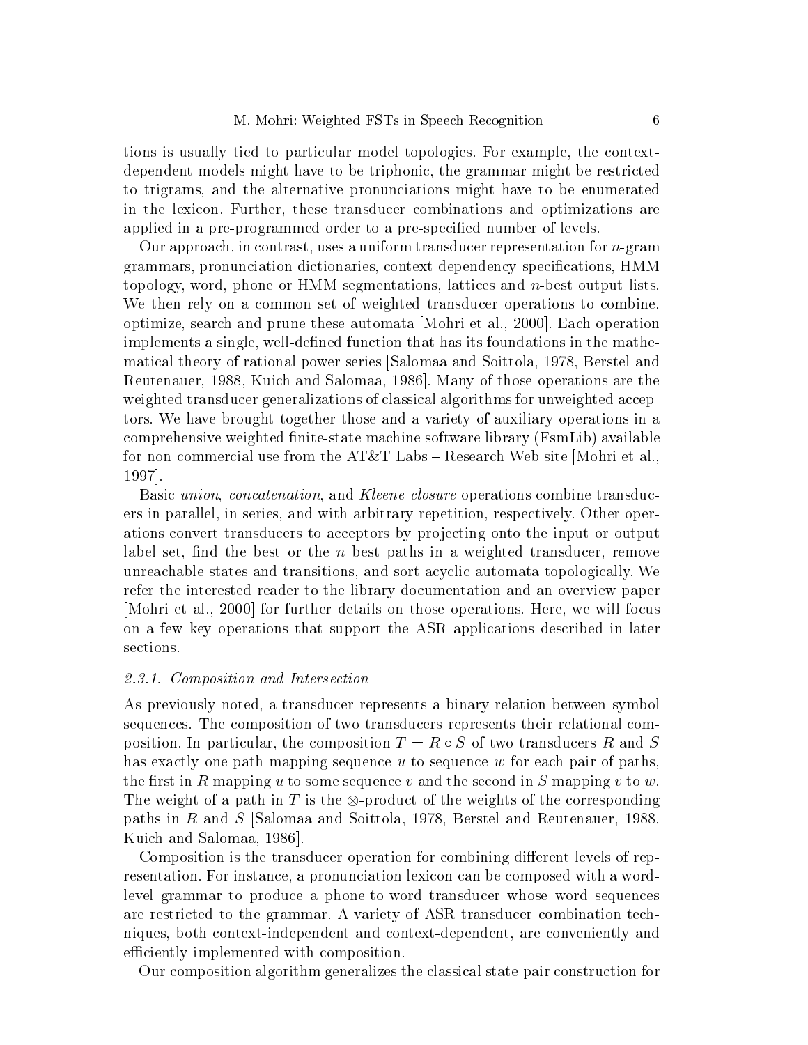tions is usually tied to particular model topologies. For example, the context-dependent models might have to be triphonic, the grammar might be restricted to trigrams, and the alternative pronunciations might have to be enumerated in the lexicon. Further, these transducer combinations and optimizations are applied in a pre-programmed order to a pre-specified number of levels.

Our approach, in contrast, uses a uniform transducer representation for $n$-gram grammars, pronunciation dictionaries, context-dependency specifications, HMM topology, word, phone or HMM segmentations, lattices and $n$-best output lists. We then rely on a common set of weighted transducer operations to combine, optimize, search and prune these automata [Mohri et al., 2000]. Each operation implements a single, well-defined function that has its foundations in the mathematical theory of rational power series [Salomaa and Soittola, 1978, Berstel and Reutenauer, 1988, Kuich and Salomaa, 1986]. Many of those operations are the weighted transducer generalizations of classical algorithms for unweighted acceptors. We have brought together those and a variety of auxiliary operations in a comprehensive weighted finite-state machine software library (FsmLib) available for non-commercial use from the AT&T Labs – Research Web site [Mohri et al., 1997].

Basic *union*, *concatenation*, and *Kleene closure* operations combine transducers in parallel, in series, and with arbitrary repetition, respectively. Other operations convert transducers to acceptors by projecting onto the input or output label set, find the best or the $n$ best paths in a weighted transducer, remove unreachable states and transitions, and sort acyclic automata topologically. We refer the interested reader to the library documentation and an overview paper [Mohri et al., 2000] for further details on those operations. Here, we will focus on a few key operations that support the ASR applications described in later sections.

#### *2.3.1. Composition and Intersection*

As previously noted, a transducer represents a binary relation between symbol sequences. The composition of two transducers represents their relational composition. In particular, the composition $T = R \circ S$ of two transducers $R$ and $S$ has exactly one path mapping sequence $u$ to sequence $w$ for each pair of paths, the first in $R$ mapping $u$ to some sequence $v$ and the second in $S$ mapping $v$ to $w$. The weight of a path in $T$ is the $\otimes$-product of the weights of the corresponding paths in $R$ and $S$ [Salomaa and Soittola, 1978, Berstel and Reutenauer, 1988, Kuich and Salomaa, 1986].

Composition is the transducer operation for combining different levels of representation. For instance, a pronunciation lexicon can be composed with a word-level grammar to produce a phone-to-word transducer whose word sequences are restricted to the grammar. A variety of ASR transducer combination techniques, both context-independent and context-dependent, are conveniently and efficiently implemented with composition.

Our composition algorithm generalizes the classical state-pair construction for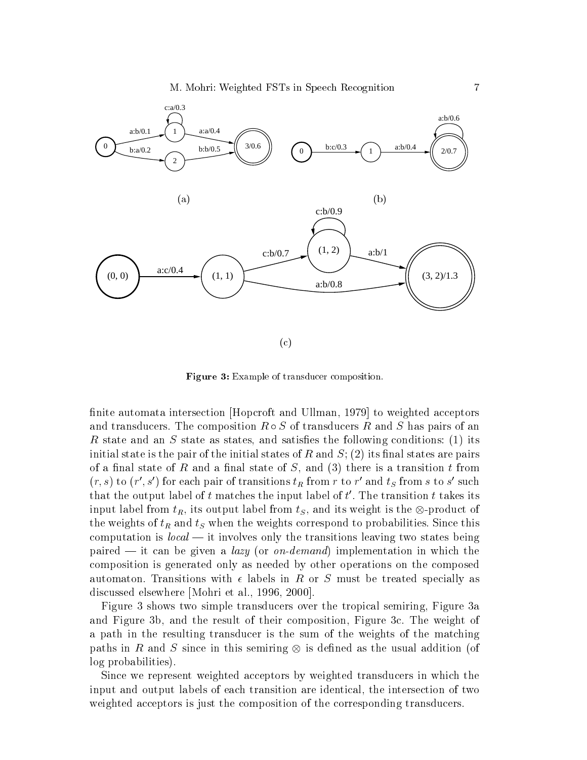**Figure 3:** Example of transducer composition.

finite automata intersection [Hopcroft and Ullman, 1979] to weighted acceptors and transducers. The composition $R \circ S$ of transducers $R$ and $S$ has pairs of an $R$ state and an $S$ state as states, and satisfies the following conditions: (1) its initial state is the pair of the initial states of $R$ and $S$; (2) its final states are pairs of a final state of $R$ and a final state of $S$, and (3) there is a transition $t$ from $(r, s)$ to $(r', s')$ for each pair of transitions $t_R$ from $r$ to $r'$ and $t_S$ from $s$ to $s'$ such that the output label of $t$ matches the input label of $t'$. The transition $t$ takes its input label from $t_R$, its output label from $t_S$, and its weight is the $\otimes$-product of the weights of $t_R$ and $t_S$ when the weights correspond to probabilities. Since this computation is *local* — it involves only the transitions leaving two states being paired — it can be given a *lazy* (or *on-demand*) implementation in which the composition is generated only as needed by other operations on the composed automaton. Transitions with $\epsilon$ labels in $R$ or $S$ must be treated specially as discussed elsewhere [Mohri et al., 1996, 2000].

Figure 3 shows two simple transducers over the tropical semiring, Figure 3a and Figure 3b, and the result of their composition, Figure 3c. The weight of a path in the resulting transducer is the sum of the weights of the matching paths in $R$ and $S$ since in this semiring $\otimes$ is defined as the usual addition (of log probabilities).

Since we represent weighted acceptors by weighted transducers in which the input and output labels of each transition are identical, the intersection of two weighted acceptors is just the composition of the corresponding transducers.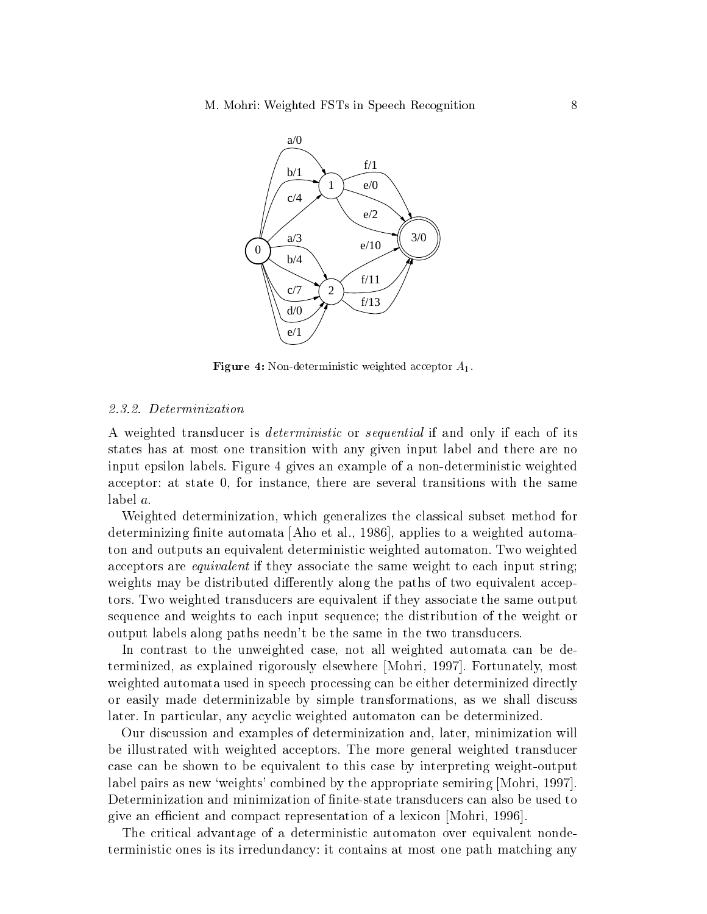**Figure 4:** Non-deterministic weighted acceptor $A_1$.

#### 2.3.2. Determinization

A weighted transducer is *deterministic* or *sequential* if and only if each of its states has at most one transition with any given input label and there are no input epsilon labels. Figure 4 gives an example of a non-deterministic weighted acceptor: at state 0, for instance, there are several transitions with the same label $a$.

Weighted determinization, which generalizes the classical subset method for determinizing finite automata [Aho et al., 1986], applies to a weighted automaton and outputs an equivalent deterministic weighted automaton. Two weighted acceptors are *equivalent* if they associate the same weight to each input string; weights may be distributed differently along the paths of two equivalent acceptors. Two weighted transducers are equivalent if they associate the same output sequence and weights to each input sequence; the distribution of the weight or output labels along paths needn't be the same in the two transducers.

In contrast to the unweighted case, not all weighted automata can be determinized, as explained rigorously elsewhere [Mohri, 1997]. Fortunately, most weighted automata used in speech processing can be either determinized directly or easily made determinizable by simple transformations, as we shall discuss later. In particular, any acyclic weighted automaton can be determinized.

Our discussion and examples of determinization and, later, minimization will be illustrated with weighted acceptors. The more general weighted transducer case can be shown to be equivalent to this case by interpreting weight-output label pairs as new 'weights' combined by the appropriate semiring [Mohri, 1997]. Determinization and minimization of finite-state transducers can also be used to give an efficient and compact representation of a lexicon [Mohri, 1996].

The critical advantage of a deterministic automaton over equivalent nondeterministic ones is its irredundancy: it contains at most one path matching any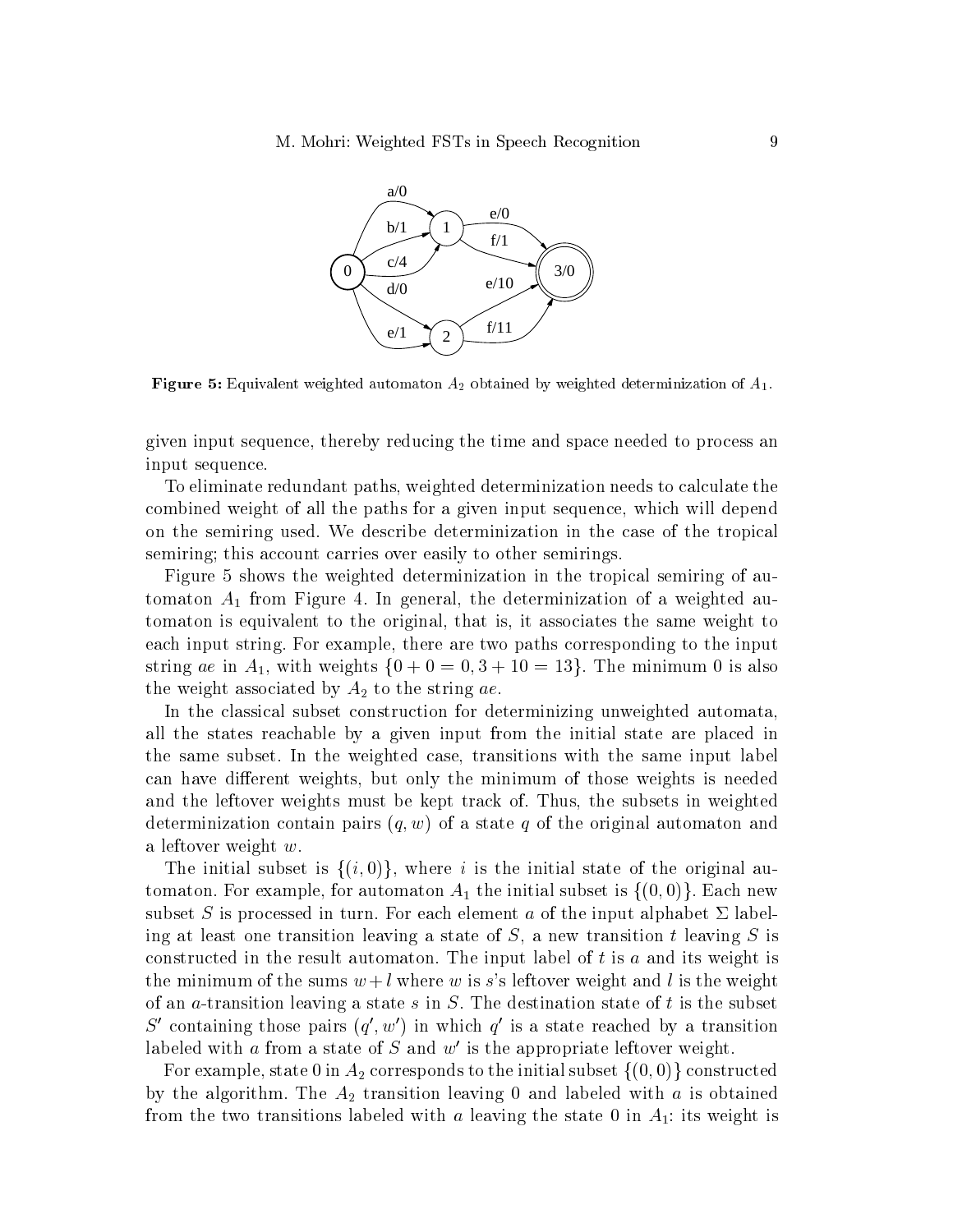**Figure 5:** Equivalent weighted automaton $A_2$ obtained by weighted determinization of $A_1$.

given input sequence, thereby reducing the time and space needed to process an input sequence.

To eliminate redundant paths, weighted determinization needs to calculate the combined weight of all the paths for a given input sequence, which will depend on the semiring used. We describe determinization in the case of the tropical semiring; this account carries over easily to other semirings.

Figure 5 shows the weighted determinization in the tropical semiring of automaton $A_1$ from Figure 4. In general, the determinization of a weighted automaton is equivalent to the original, that is, it associates the same weight to each input string. For example, there are two paths corresponding to the input string *ae* in $A_1$, with weights $\{0 + 0 = 0, 3 + 10 = 13\}$. The minimum 0 is also the weight associated by $A_2$ to the string *ae*.

In the classical subset construction for determinizing unweighted automata, all the states reachable by a given input from the initial state are placed in the same subset. In the weighted case, transitions with the same input label can have different weights, but only the minimum of those weights is needed and the leftover weights must be kept track of. Thus, the subsets in weighted determinization contain pairs $(q, w)$ of a state $q$ of the original automaton and a leftover weight $w$.

The initial subset is $\{(i, 0)\}$, where $i$ is the initial state of the original automaton. For example, for automaton $A_1$ the initial subset is $\{(0, 0)\}$. Each new subset $S$ is processed in turn. For each element $a$ of the input alphabet $\Sigma$ labeling at least one transition leaving a state of $S$, a new transition $t$ leaving $S$ is constructed in the result automaton. The input label of $t$ is $a$ and its weight is the minimum of the sums $w + l$ where $w$ is $s$'s leftover weight and $l$ is the weight of an $a$-transition leaving a state $s$ in $S$. The destination state of $t$ is the subset $S'$ containing those pairs $(q', w')$ in which $q'$ is a state reached by a transition labeled with $a$ from a state of $S$ and $w'$ is the appropriate leftover weight.

For example, state 0 in $A_2$ corresponds to the initial subset $\{(0, 0)\}$ constructed by the algorithm. The $A_2$ transition leaving 0 and labeled with $a$ is obtained from the two transitions labeled with $a$ leaving the state 0 in $A_1$: its weight is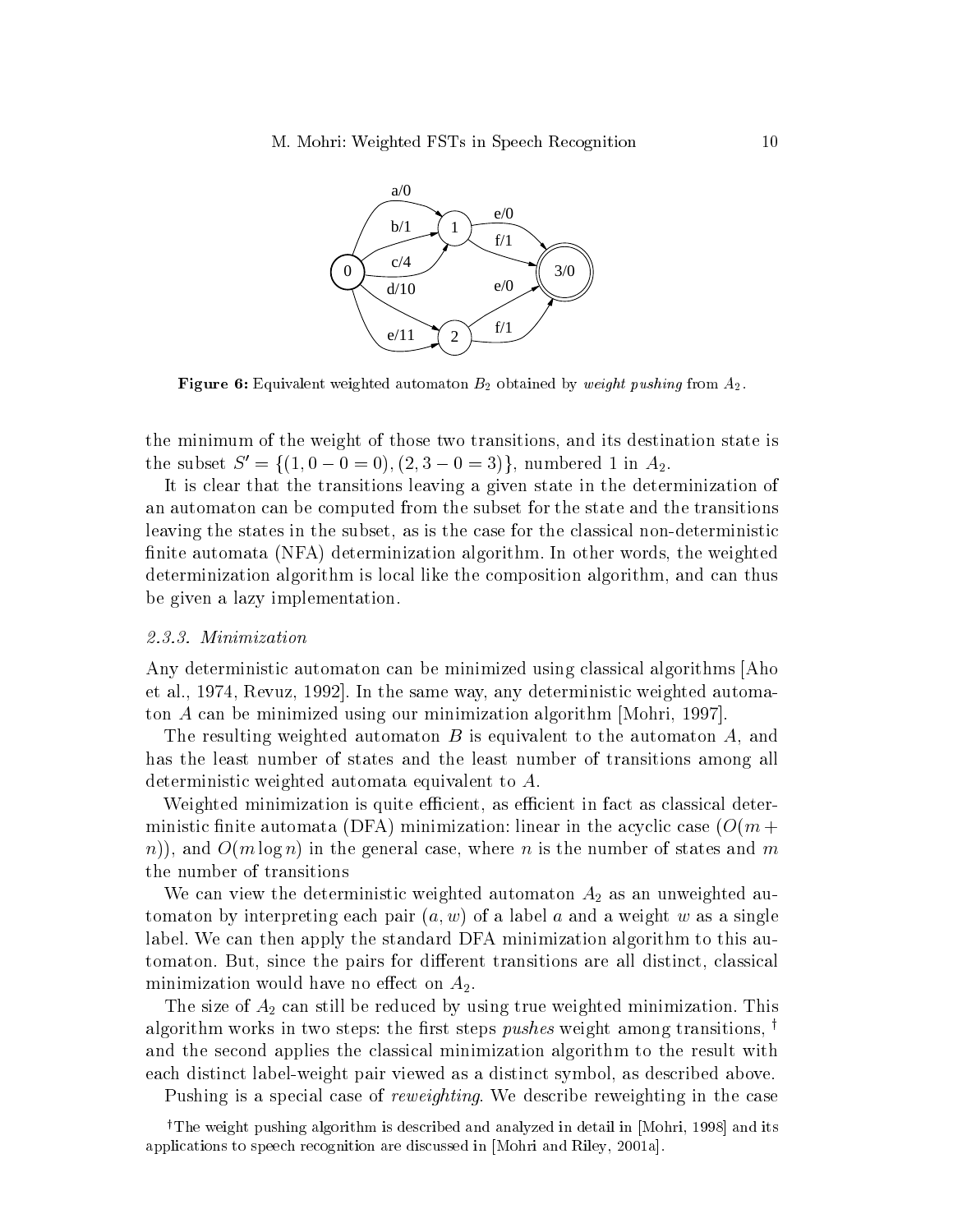**Figure 6:** Equivalent weighted automaton $B_2$ obtained by *weight pushing* from $A_2$.

the minimum of the weight of those two transitions, and its destination state is the subset $S' = \{(1, 0-0=0), (2, 3-0=3)\}$, numbered 1 in $A_2$.

It is clear that the transitions leaving a given state in the determinization of an automaton can be computed from the subset for the state and the transitions leaving the states in the subset, as is the case for the classical non-deterministic finite automata (NFA) determinization algorithm. In other words, the weighted determinization algorithm is local like the composition algorithm, and can thus be given a lazy implementation.

### 2.3.3. Minimization

Any deterministic automaton can be minimized using classical algorithms [Aho et al., 1974, Revuz, 1992]. In the same way, any deterministic weighted automaton $A$ can be minimized using our minimization algorithm [Mohri, 1997].

The resulting weighted automaton $B$ is equivalent to the automaton $A$, and has the least number of states and the least number of transitions among all deterministic weighted automata equivalent to $A$.

Weighted minimization is quite efficient, as efficient in fact as classical deterministic finite automata (DFA) minimization: linear in the acyclic case ($O(m+n)$), and $O(m \log n)$ in the general case, where $n$ is the number of states and $m$ the number of transitions

We can view the deterministic weighted automaton $A_2$ as an unweighted automaton by interpreting each pair $(a, w)$ of a label $a$ and a weight $w$ as a single label. We can then apply the standard DFA minimization algorithm to this automaton. But, since the pairs for different transitions are all distinct, classical minimization would have no effect on $A_2$.

The size of $A_2$ can still be reduced by using true weighted minimization. This algorithm works in two steps: the first steps *pushes* weight among transitions, † and the second applies the classical minimization algorithm to the result with each distinct label-weight pair viewed as a distinct symbol, as described above.

Pushing is a special case of *reweighting*. We describe reweighting in the case

† The weight pushing algorithm is described and analyzed in detail in [Mohri, 1998] and its applications to speech recognition are discussed in [Mohri and Riley, 2001a].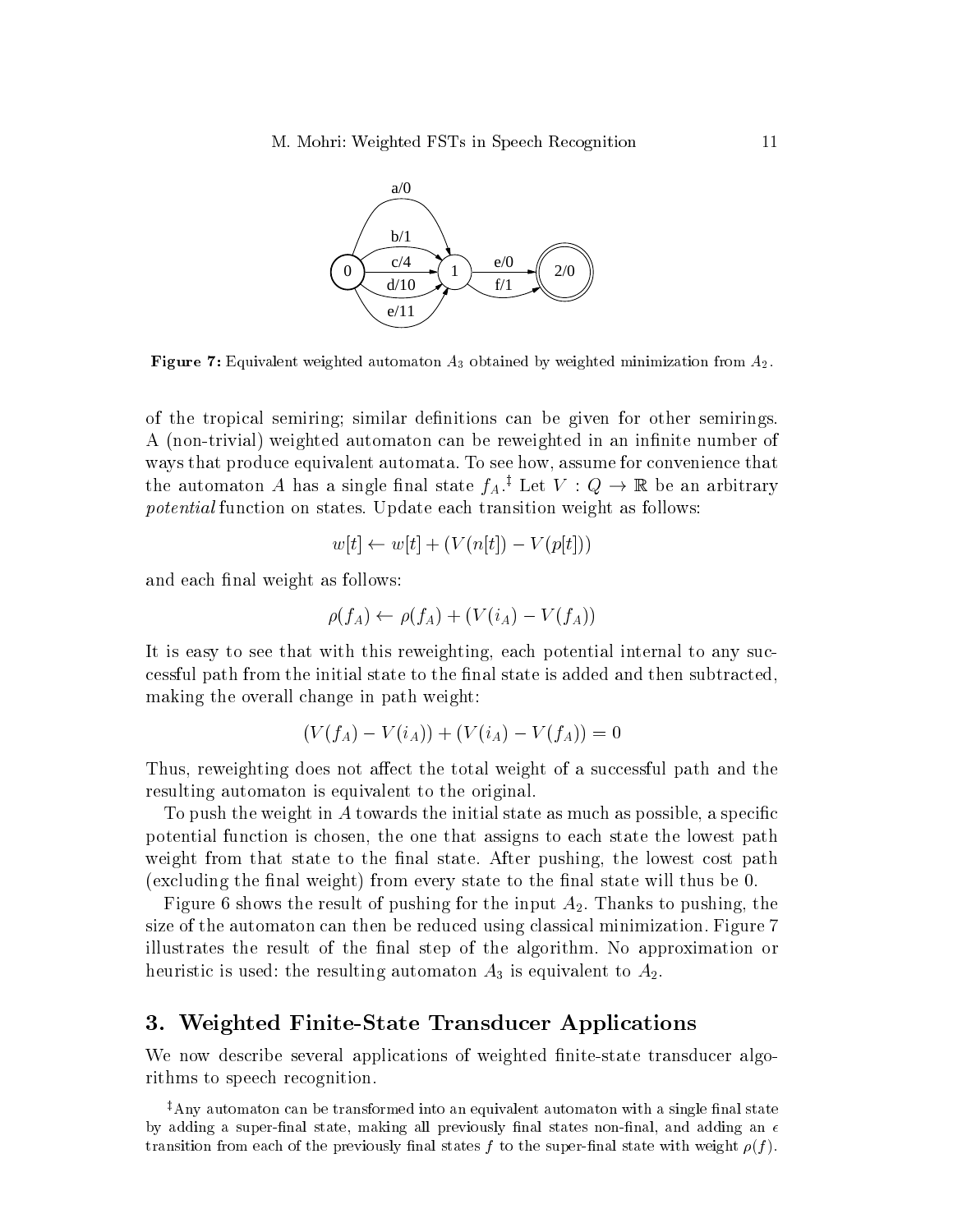Figure 7: Equivalent weighted automaton $A_3$ obtained by weighted minimization from $A_2$.

of the tropical semiring; similar definitions can be given for other semirings. A (non-trivial) weighted automaton can be reweighted in an infinite number of ways that produce equivalent automata. To see how, assume for convenience that the automaton $A$ has a single final state $f_A$.[‡] Let $V : Q \to \mathbb{R}$ be an arbitrary *potential* function on states. Update each transition weight as follows:

$$w[t] \leftarrow w[t] + (V(n[t]) - V(p[t]))$$

and each final weight as follows:

$$\rho(f_A) \leftarrow \rho(f_A) + (V(i_A) - V(f_A))$$

It is easy to see that with this reweighting, each potential internal to any successful path from the initial state to the final state is added and then subtracted, making the overall change in path weight:

$$(V(f_A) - V(i_A)) + (V(i_A) - V(f_A)) = 0$$

Thus, reweighting does not affect the total weight of a successful path and the resulting automaton is equivalent to the original.

To push the weight in $A$ towards the initial state as much as possible, a specific potential function is chosen, the one that assigns to each state the lowest path weight from that state to the final state. After pushing, the lowest cost path (excluding the final weight) from every state to the final state will thus be 0.

Figure 6 shows the result of pushing for the input $A_2$. Thanks to pushing, the size of the automaton can then be reduced using classical minimization. Figure 7 illustrates the result of the final step of the algorithm. No approximation or heuristic is used: the resulting automaton $A_3$ is equivalent to $A_2$.

## 3. Weighted Finite-State Transducer Applications

We now describe several applications of weighted finite-state transducer algorithms to speech recognition.

[‡] Any automaton can be transformed into an equivalent automaton with a single final state by adding a super-final state, making all previously final states non-final, and adding an $\epsilon$ transition from each of the previously final states $f$ to the super-final state with weight $\rho(f)$.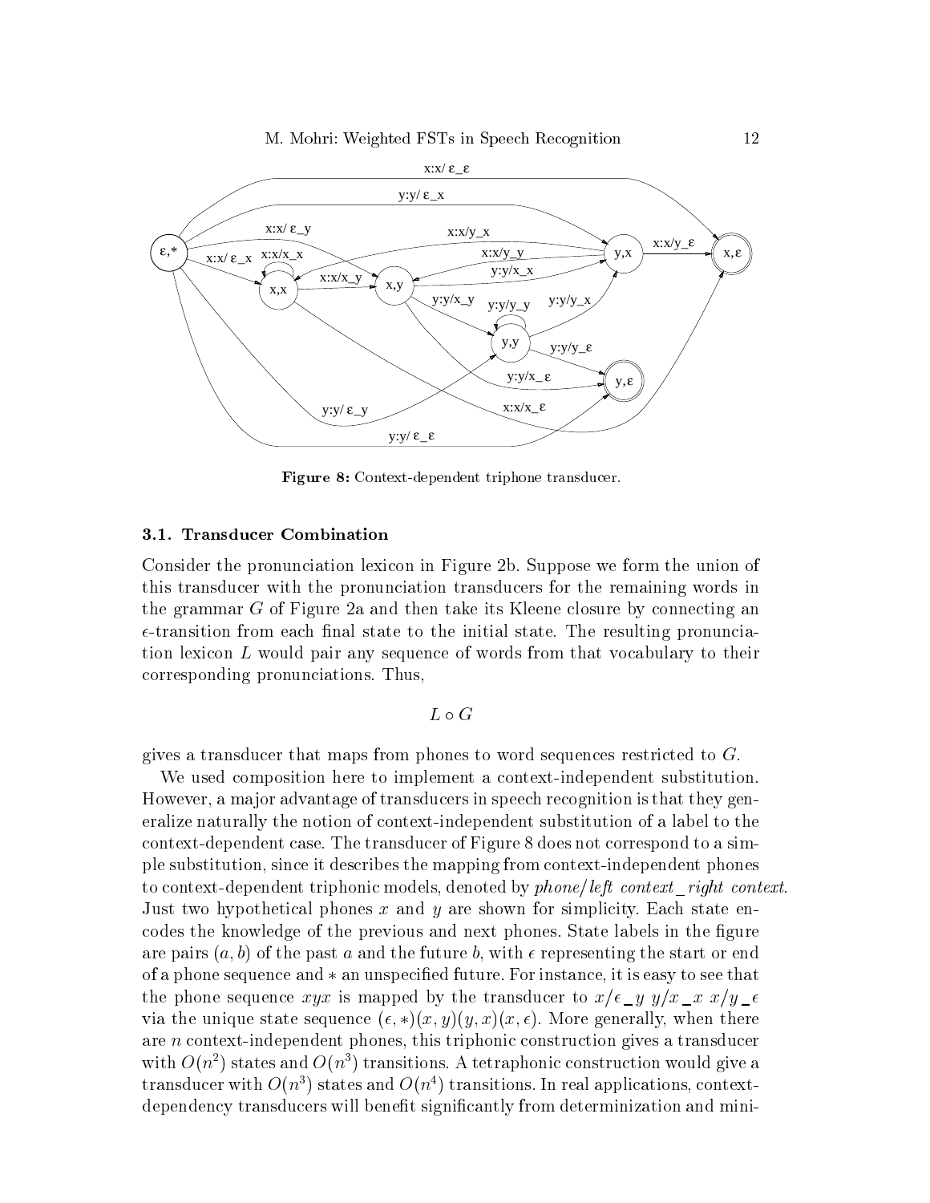**Figure 8:** Context-dependent triphone transducer.

### 3.1. Transducer Combination

Consider the pronunciation lexicon in Figure 2b. Suppose we form the union of this transducer with the pronunciation transducers for the remaining words in the grammar $G$ of Figure 2a and then take its Kleene closure by connecting an $\epsilon$-transition from each final state to the initial state. The resulting pronunciation lexicon $L$ would pair any sequence of words from that vocabulary to their corresponding pronunciations. Thus,

$$L \circ G$$

gives a transducer that maps from phones to word sequences restricted to $G$.

We used composition here to implement a context-independent substitution. However, a major advantage of transducers in speech recognition is that they generalize naturally the notion of context-independent substitution of a label to the context-dependent case. The transducer of Figure 8 does not correspond to a simple substitution, since it describes the mapping from context-independent phones to context-dependent triphonic models, denoted by *phone/left context_right context*. Just two hypothetical phones $x$ and $y$ are shown for simplicity. Each state encodes the knowledge of the previous and next phones. State labels in the figure are pairs $(a, b)$ of the past $a$ and the future $b$, with $\epsilon$ representing the start or end of a phone sequence and $*$ an unspecified future. For instance, it is easy to see that the phone sequence $xyx$ is mapped by the transducer to $x/\epsilon\_y \; y/x\_x \; x/y\_\epsilon$ via the unique state sequence $(\epsilon, *)(x, y)(y, x)(x, \epsilon)$. More generally, when there are $n$ context-independent phones, this triphonic construction gives a transducer with $O(n^2)$ states and $O(n^3)$ transitions. A tetraphonic construction would give a transducer with $O(n^3)$ states and $O(n^4)$ transitions. In real applications, context-dependency transducers will benefit significantly from determinization and mini-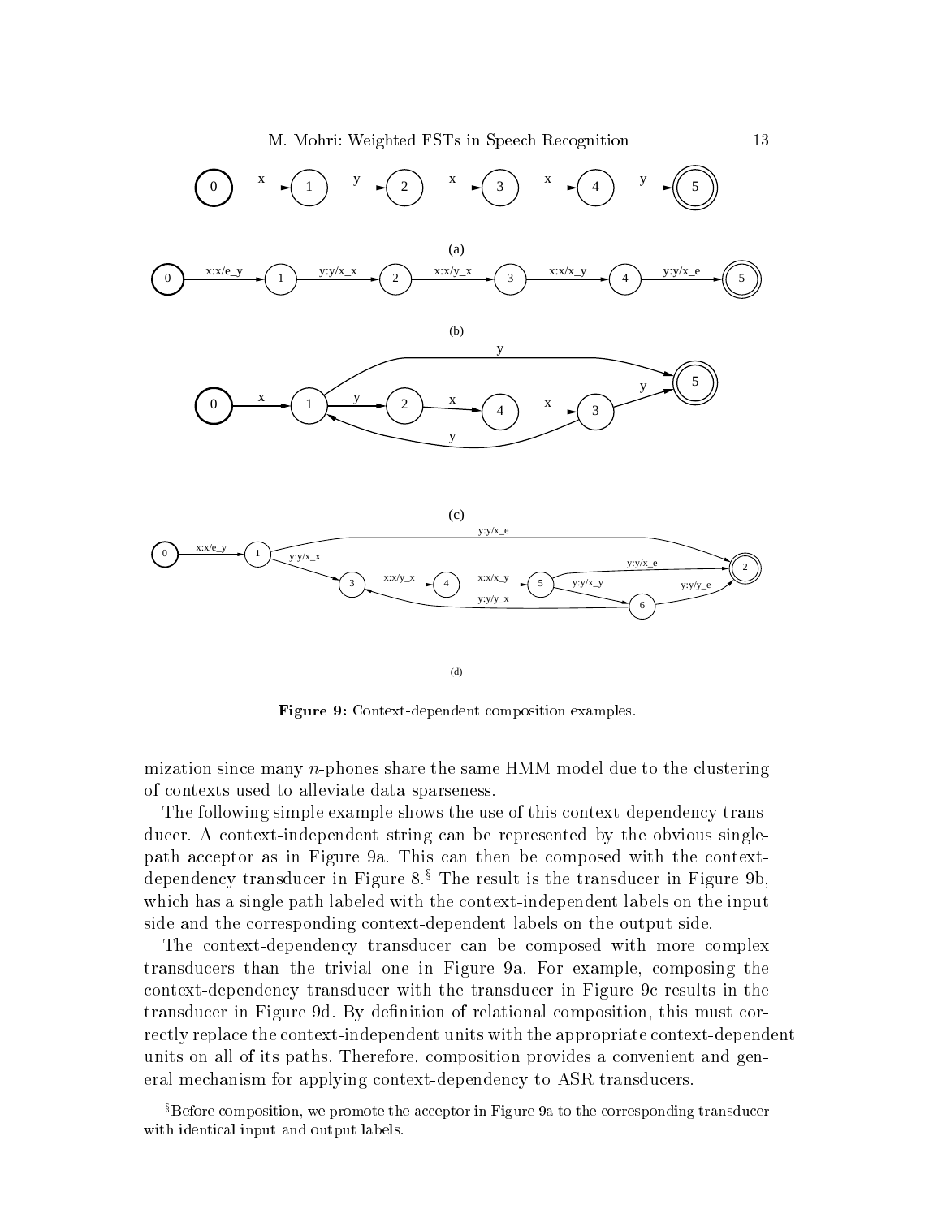(a)

(b)

(c)

(d)

**Figure 9:** Context-dependent composition examples.

mization since many $n$-phones share the same HMM model due to the clustering of contexts used to alleviate data sparseness.

The following simple example shows the use of this context-dependency transducer. A context-independent string can be represented by the obvious single-path acceptor as in Figure 9a. This can then be composed with the context-dependency transducer in Figure 8.[§] The result is the transducer in Figure 9b, which has a single path labeled with the context-independent labels on the input side and the corresponding context-dependent labels on the output side.

The context-dependency transducer can be composed with more complex transducers than the trivial one in Figure 9a. For example, composing the context-dependency transducer with the transducer in Figure 9c results in the transducer in Figure 9d. By definition of relational composition, this must correctly replace the context-independent units with the appropriate context-dependent units on all of its paths. Therefore, composition provides a convenient and general mechanism for applying context-dependency to ASR transducers.

[§]Before composition, we promote the acceptor in Figure 9a to the corresponding transducer with identical input and output labels.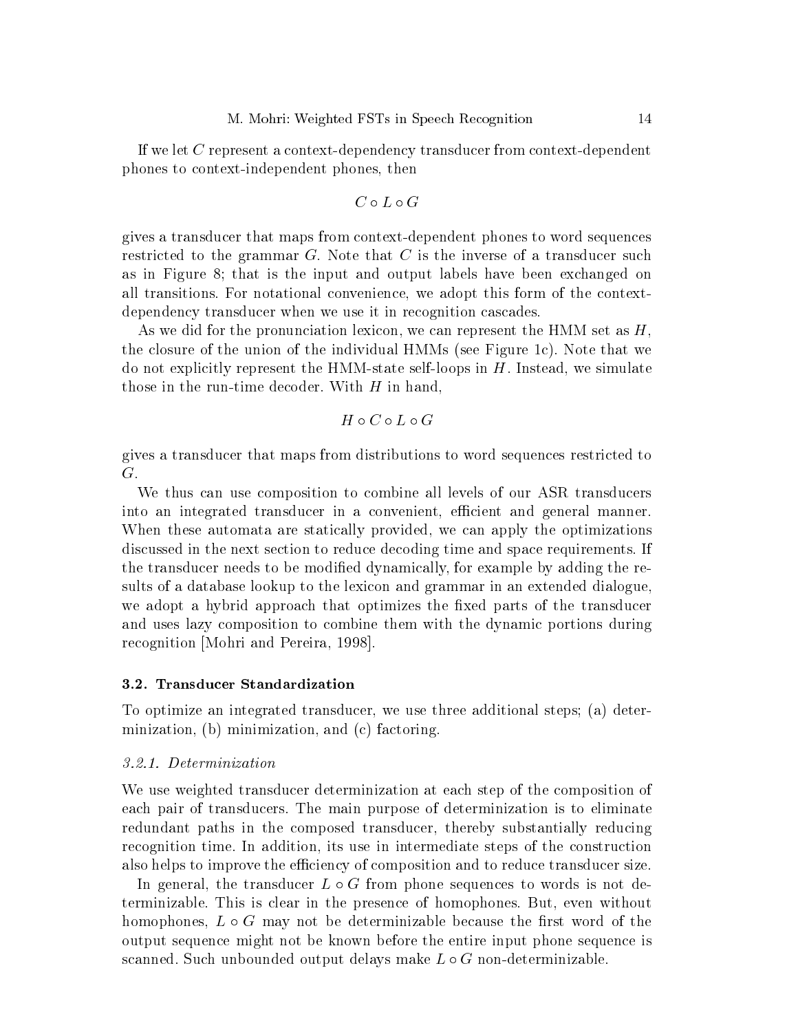If we let $C$ represent a context-dependency transducer from context-dependent phones to context-independent phones, then

$$C \circ L \circ G$$

gives a transducer that maps from context-dependent phones to word sequences restricted to the grammar $G$. Note that $C$ is the inverse of a transducer such as in Figure 8; that is the input and output labels have been exchanged on all transitions. For notational convenience, we adopt this form of the context-dependency transducer when we use it in recognition cascades.

As we did for the pronunciation lexicon, we can represent the HMM set as $H$, the closure of the union of the individual HMMs (see Figure 1c). Note that we do not explicitly represent the HMM-state self-loops in $H$. Instead, we simulate those in the run-time decoder. With $H$ in hand,

$$H \circ C \circ L \circ G$$

gives a transducer that maps from distributions to word sequences restricted to $G$.

We thus can use composition to combine all levels of our ASR transducers into an integrated transducer in a convenient, efficient and general manner. When these automata are statically provided, we can apply the optimizations discussed in the next section to reduce decoding time and space requirements. If the transducer needs to be modified dynamically, for example by adding the results of a database lookup to the lexicon and grammar in an extended dialogue, we adopt a hybrid approach that optimizes the fixed parts of the transducer and uses lazy composition to combine them with the dynamic portions during recognition [Mohri and Pereira, 1998].

### 3.2. Transducer Standardization

To optimize an integrated transducer, we use three additional steps; (a) determinization, (b) minimization, and (c) factoring.

#### *3.2.1. Determinization*

We use weighted transducer determinization at each step of the composition of each pair of transducers. The main purpose of determinization is to eliminate redundant paths in the composed transducer, thereby substantially reducing recognition time. In addition, its use in intermediate steps of the construction also helps to improve the efficiency of composition and to reduce transducer size.

In general, the transducer $L \circ G$ from phone sequences to words is not determinizable. This is clear in the presence of homophones. But, even without homophones, $L \circ G$ may not be determinizable because the first word of the output sequence might not be known before the entire input phone sequence is scanned. Such unbounded output delays make $L \circ G$ non-determinizable.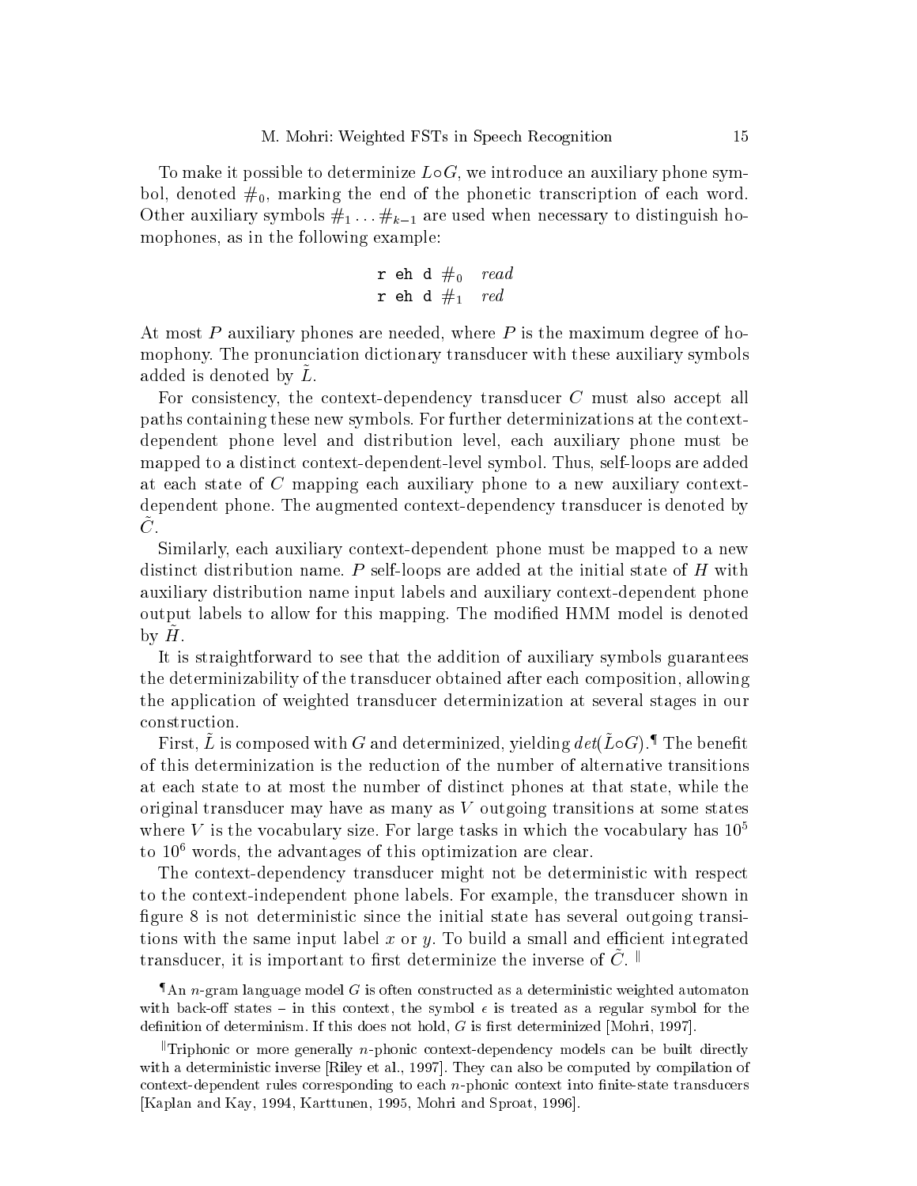To make it possible to determinize $L \circ G$, we introduce an auxiliary phone symbol, denoted $\#_0$, marking the end of the phonetic transcription of each word. Other auxiliary symbols $\#_1 \ldots \#_{k-1}$ are used when necessary to distinguish homophones, as in the following example:

$$\texttt{r eh d } \#_0 \quad \textit{read}$$
$$\texttt{r eh d } \#_1 \quad \textit{red}$$

At most $P$ auxiliary phones are needed, where $P$ is the maximum degree of homophony. The pronunciation dictionary transducer with these auxiliary symbols added is denoted by $\tilde{L}$.

For consistency, the context-dependency transducer $C$ must also accept all paths containing these new symbols. For further determinizations at the context-dependent phone level and distribution level, each auxiliary phone must be mapped to a distinct context-dependent-level symbol. Thus, self-loops are added at each state of $C$ mapping each auxiliary phone to a new auxiliary context-dependent phone. The augmented context-dependency transducer is denoted by $\tilde{C}$.

Similarly, each auxiliary context-dependent phone must be mapped to a new distinct distribution name. $P$ self-loops are added at the initial state of $H$ with auxiliary distribution name input labels and auxiliary context-dependent phone output labels to allow for this mapping. The modified HMM model is denoted by $\tilde{H}$.

It is straightforward to see that the addition of auxiliary symbols guarantees the determinizability of the transducer obtained after each composition, allowing the application of weighted transducer determinization at several stages in our construction.

First, $\tilde{L}$ is composed with $G$ and determinized, yielding $det(\tilde{L} \circ G)$.¶ The benefit of this determinization is the reduction of the number of alternative transitions at each state to at most the number of distinct phones at that state, while the original transducer may have as many as $V$ outgoing transitions at some states where $V$ is the vocabulary size. For large tasks in which the vocabulary has $10^5$ to $10^6$ words, the advantages of this optimization are clear.

The context-dependency transducer might not be deterministic with respect to the context-independent phone labels. For example, the transducer shown in figure 8 is not deterministic since the initial state has several outgoing transitions with the same input label $x$ or $y$. To build a small and efficient integrated transducer, it is important to first determinize the inverse of $\tilde{C}$.‖

¶An $n$-gram language model $G$ is often constructed as a deterministic weighted automaton with back-off states – in this context, the symbol $\epsilon$ is treated as a regular symbol for the definition of determinism. If this does not hold, $G$ is first determinized [Mohri, 1997].

‖Triphonic or more generally $n$-phonic context-dependency models can be built directly with a deterministic inverse [Riley et al., 1997]. They can also be computed by compilation of context-dependent rules corresponding to each $n$-phonic context into finite-state transducers [Kaplan and Kay, 1994, Karttunen, 1995, Mohri and Sproat, 1996].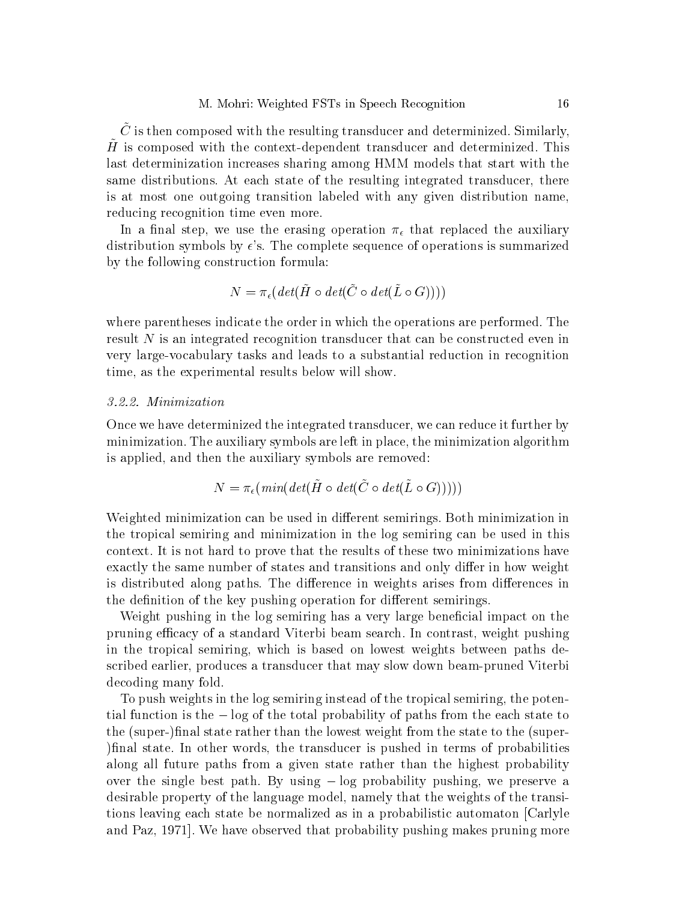$\tilde{C}$ is then composed with the resulting transducer and determinized. Similarly, $\tilde{H}$ is composed with the context-dependent transducer and determinized. This last determinization increases sharing among HMM models that start with the same distributions. At each state of the resulting integrated transducer, there is at most one outgoing transition labeled with any given distribution name, reducing recognition time even more.

In a final step, we use the erasing operation $\pi_\epsilon$ that replaced the auxiliary distribution symbols by $\epsilon$'s. The complete sequence of operations is summarized by the following construction formula:

$$N = \pi_\epsilon(det(\tilde{H} \circ det(\tilde{C} \circ det(\tilde{L} \circ G))))$$

where parentheses indicate the order in which the operations are performed. The result $N$ is an integrated recognition transducer that can be constructed even in very large-vocabulary tasks and leads to a substantial reduction in recognition time, as the experimental results below will show.

### 3.2.2. Minimization

Once we have determinized the integrated transducer, we can reduce it further by minimization. The auxiliary symbols are left in place, the minimization algorithm is applied, and then the auxiliary symbols are removed:

$$N = \pi_\epsilon(min(det(\tilde{H} \circ det(\tilde{C} \circ det(\tilde{L} \circ G)))))$$

Weighted minimization can be used in different semirings. Both minimization in the tropical semiring and minimization in the log semiring can be used in this context. It is not hard to prove that the results of these two minimizations have exactly the same number of states and transitions and only differ in how weight is distributed along paths. The difference in weights arises from differences in the definition of the key pushing operation for different semirings.

Weight pushing in the log semiring has a very large beneficial impact on the pruning efficacy of a standard Viterbi beam search. In contrast, weight pushing in the tropical semiring, which is based on lowest weights between paths described earlier, produces a transducer that may slow down beam-pruned Viterbi decoding many fold.

To push weights in the log semiring instead of the tropical semiring, the potential function is the $-\log$ of the total probability of paths from the each state to the (super-)final state rather than the lowest weight from the state to the (super-)final state. In other words, the transducer is pushed in terms of probabilities along all future paths from a given state rather than the highest probability over the single best path. By using $-\log$ probability pushing, we preserve a desirable property of the language model, namely that the weights of the transitions leaving each state be normalized as in a probabilistic automaton [Carlyle and Paz, 1971]. We have observed that probability pushing makes pruning more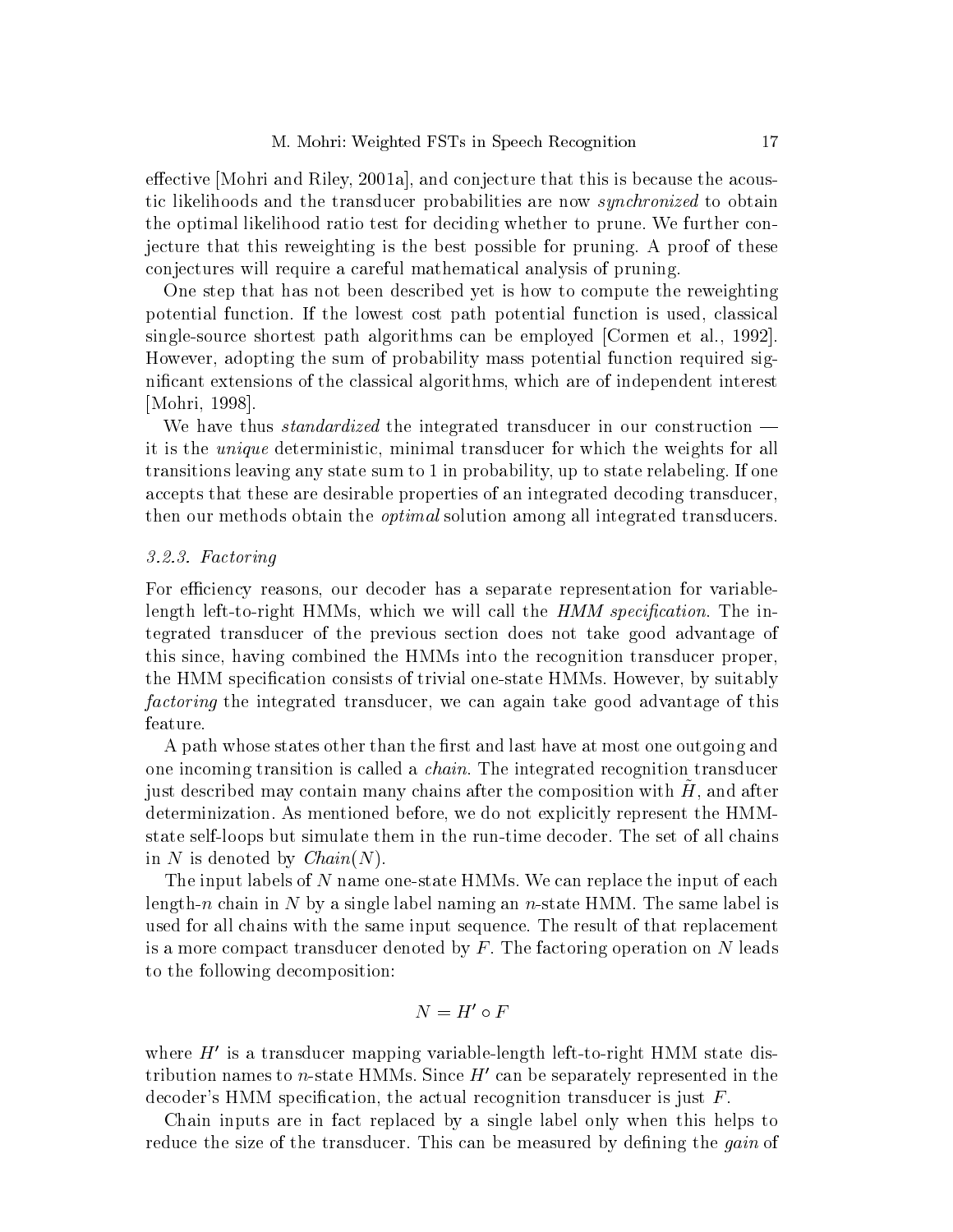effective [Mohri and Riley, 2001a], and conjecture that this is because the acoustic likelihoods and the transducer probabilities are now *synchronized* to obtain the optimal likelihood ratio test for deciding whether to prune. We further conjecture that this reweighting is the best possible for pruning. A proof of these conjectures will require a careful mathematical analysis of pruning.

One step that has not been described yet is how to compute the reweighting potential function. If the lowest cost path potential function is used, classical single-source shortest path algorithms can be employed [Cormen et al., 1992]. However, adopting the sum of probability mass potential function required significant extensions of the classical algorithms, which are of independent interest [Mohri, 1998].

We have thus *standardized* the integrated transducer in our construction — it is the *unique* deterministic, minimal transducer for which the weights for all transitions leaving any state sum to 1 in probability, up to state relabeling. If one accepts that these are desirable properties of an integrated decoding transducer, then our methods obtain the *optimal* solution among all integrated transducers.

### *3.2.3. Factoring*

For efficiency reasons, our decoder has a separate representation for variable-length left-to-right HMMs, which we will call the *HMM specification*. The integrated transducer of the previous section does not take good advantage of this since, having combined the HMMs into the recognition transducer proper, the HMM specification consists of trivial one-state HMMs. However, by suitably *factoring* the integrated transducer, we can again take good advantage of this feature.

A path whose states other than the first and last have at most one outgoing and one incoming transition is called a *chain*. The integrated recognition transducer just described may contain many chains after the composition with $\tilde{H}$, and after determinization. As mentioned before, we do not explicitly represent the HMM-state self-loops but simulate them in the run-time decoder. The set of all chains in $N$ is denoted by $Chain(N)$.

The input labels of $N$ name one-state HMMs. We can replace the input of each length-$n$ chain in $N$ by a single label naming an $n$-state HMM. The same label is used for all chains with the same input sequence. The result of that replacement is a more compact transducer denoted by $F$. The factoring operation on $N$ leads to the following decomposition:

$$N = H' \circ F$$

where $H'$ is a transducer mapping variable-length left-to-right HMM state distribution names to $n$-state HMMs. Since $H'$ can be separately represented in the decoder's HMM specification, the actual recognition transducer is just $F$.

Chain inputs are in fact replaced by a single label only when this helps to reduce the size of the transducer. This can be measured by defining the *gain* of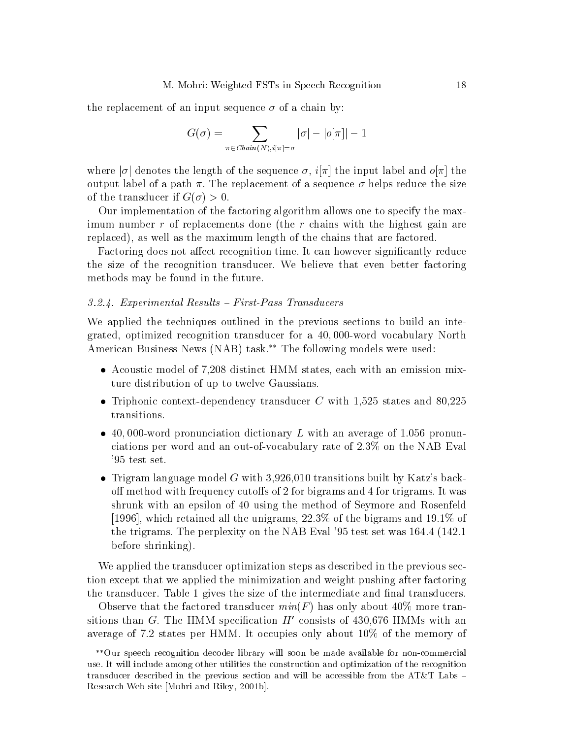the replacement of an input sequence $\sigma$ of a chain by:

$$G(\sigma) = \sum_{\pi \in Chain(N), i[\pi]=\sigma} |\sigma| - |o[\pi]| - 1$$

where $|\sigma|$ denotes the length of the sequence $\sigma$, $i[\pi]$ the input label and $o[\pi]$ the output label of a path $\pi$. The replacement of a sequence $\sigma$ helps reduce the size of the transducer if $G(\sigma) > 0$.

Our implementation of the factoring algorithm allows one to specify the maximum number $r$ of replacements done (the $r$ chains with the highest gain are replaced), as well as the maximum length of the chains that are factored.

Factoring does not affect recognition time. It can however significantly reduce the size of the recognition transducer. We believe that even better factoring methods may be found in the future.

### *3.2.4. Experimental Results – First-Pass Transducers*

We applied the techniques outlined in the previous sections to build an integrated, optimized recognition transducer for a 40,000-word vocabulary North American Business News (NAB) task.** The following models were used:

- Acoustic model of 7,208 distinct HMM states, each with an emission mixture distribution of up to twelve Gaussians.
- Triphonic context-dependency transducer $C$ with 1,525 states and 80,225 transitions.
- 40,000-word pronunciation dictionary $L$ with an average of 1.056 pronunciations per word and an out-of-vocabulary rate of 2.3% on the NAB Eval '95 test set.
- Trigram language model $G$ with 3,926,010 transitions built by Katz's back-off method with frequency cutoffs of 2 for bigrams and 4 for trigrams. It was shrunk with an epsilon of 40 using the method of Seymore and Rosenfeld [1996], which retained all the unigrams, 22.3% of the bigrams and 19.1% of the trigrams. The perplexity on the NAB Eval '95 test set was 164.4 (142.1 before shrinking).

We applied the transducer optimization steps as described in the previous section except that we applied the minimization and weight pushing after factoring the transducer. Table 1 gives the size of the intermediate and final transducers.

Observe that the factored transducer $min(F)$ has only about 40% more transitions than $G$. The HMM specification $H'$ consists of 430,676 HMMs with an average of 7.2 states per HMM. It occupies only about 10% of the memory of

**Our speech recognition decoder library will soon be made available for non-commercial use. It will include among other utilities the construction and optimization of the recognition transducer described in the previous section and will be accessible from the AT&T Labs – Research Web site [Mohri and Riley, 2001b].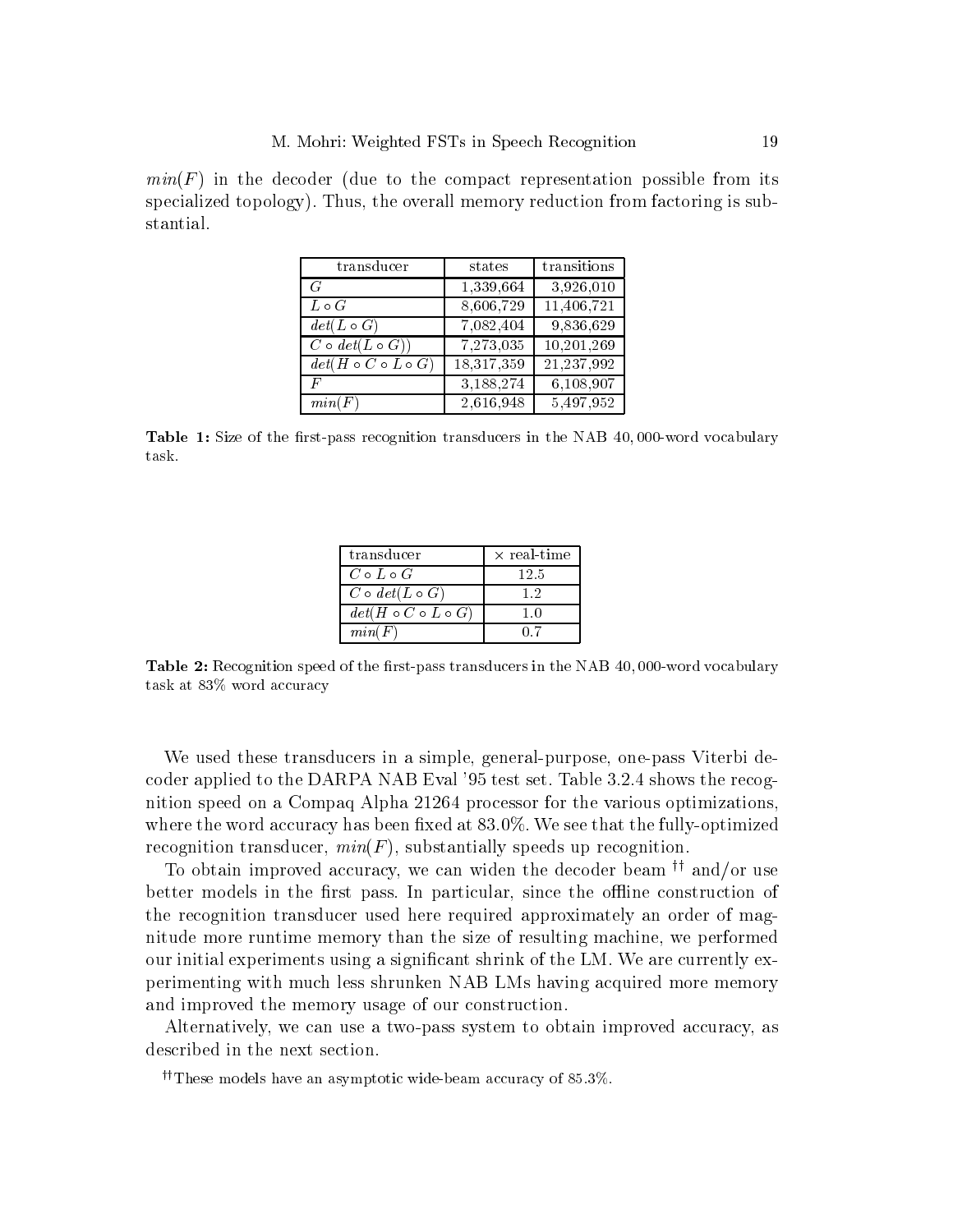$min(F)$ in the decoder (due to the compact representation possible from its specialized topology). Thus, the overall memory reduction from factoring is substantial.

| transducer | states | transitions |
|---|---|---|
| $G$ | 1,339,664 | 3,926,010 |
| $L \circ G$ | 8,606,729 | 11,406,721 |
| $det(L \circ G)$ | 7,082,404 | 9,836,629 |
| $C \circ det(L \circ G))$ | 7,273,035 | 10,201,269 |
| $det(H \circ C \circ L \circ G)$ | 18,317,359 | 21,237,992 |
| $F$ | 3,188,274 | 6,108,907 |
| $min(F)$ | 2,616,948 | 5,497,952 |

**Table 1:** Size of the first-pass recognition transducers in the NAB 40,000-word vocabulary task.

| transducer | $\times$ real-time |
|---|---|
| $C \circ L \circ G$ | 12.5 |
| $C \circ det(L \circ G)$ | 1.2 |
| $det(H \circ C \circ L \circ G)$ | 1.0 |
| $min(F)$ | 0.7 |

**Table 2:** Recognition speed of the first-pass transducers in the NAB 40,000-word vocabulary task at 83% word accuracy

We used these transducers in a simple, general-purpose, one-pass Viterbi decoder applied to the DARPA NAB Eval '95 test set. Table 3.2.4 shows the recognition speed on a Compaq Alpha 21264 processor for the various optimizations, where the word accuracy has been fixed at 83.0%. We see that the fully-optimized recognition transducer, $min(F)$, substantially speeds up recognition.

To obtain improved accuracy, we can widen the decoder beam [††] and/or use better models in the first pass. In particular, since the offline construction of the recognition transducer used here required approximately an order of magnitude more runtime memory than the size of resulting machine, we performed our initial experiments using a significant shrink of the LM. We are currently experimenting with much less shrunken NAB LMs having acquired more memory and improved the memory usage of our construction.

Alternatively, we can use a two-pass system to obtain improved accuracy, as described in the next section.

[††] These models have an asymptotic wide-beam accuracy of 85.3%.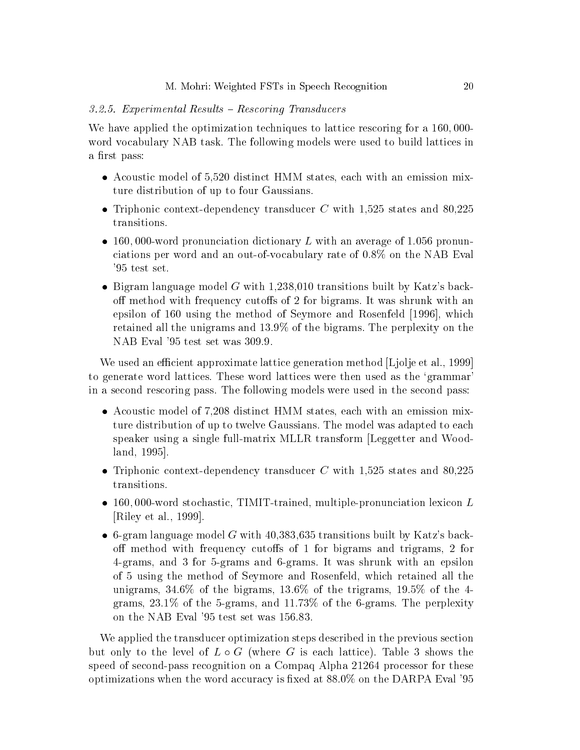#### 3.2.5. Experimental Results – Rescoring Transducers

We have applied the optimization techniques to lattice rescoring for a 160,000-word vocabulary NAB task. The following models were used to build lattices in a first pass:

- Acoustic model of 5,520 distinct HMM states, each with an emission mixture distribution of up to four Gaussians.
- Triphonic context-dependency transducer $C$ with 1,525 states and 80,225 transitions.
- 160,000-word pronunciation dictionary $L$ with an average of 1.056 pronunciations per word and an out-of-vocabulary rate of 0.8% on the NAB Eval '95 test set.
- Bigram language model $G$ with 1,238,010 transitions built by Katz's back-off method with frequency cutoffs of 2 for bigrams. It was shrunk with an epsilon of 160 using the method of Seymore and Rosenfeld [1996], which retained all the unigrams and 13.9% of the bigrams. The perplexity on the NAB Eval '95 test set was 309.9.

We used an efficient approximate lattice generation method [Ljolje et al., 1999] to generate word lattices. These word lattices were then used as the 'grammar' in a second rescoring pass. The following models were used in the second pass:

- Acoustic model of 7,208 distinct HMM states, each with an emission mixture distribution of up to twelve Gaussians. The model was adapted to each speaker using a single full-matrix MLLR transform [Leggetter and Woodland, 1995].
- Triphonic context-dependency transducer $C$ with 1,525 states and 80,225 transitions.
- 160,000-word stochastic, TIMIT-trained, multiple-pronunciation lexicon $L$ [Riley et al., 1999].
- 6-gram language model $G$ with 40,383,635 transitions built by Katz's back-off method with frequency cutoffs of 1 for bigrams and trigrams, 2 for 4-grams, and 3 for 5-grams and 6-grams. It was shrunk with an epsilon of 5 using the method of Seymore and Rosenfeld, which retained all the unigrams, 34.6% of the bigrams, 13.6% of the trigrams, 19.5% of the 4-grams, 23.1% of the 5-grams, and 11.73% of the 6-grams. The perplexity on the NAB Eval '95 test set was 156.83.

We applied the transducer optimization steps described in the previous section but only to the level of $L \circ G$ (where $G$ is each lattice). Table 3 shows the speed of second-pass recognition on a Compaq Alpha 21264 processor for these optimizations when the word accuracy is fixed at 88.0% on the DARPA Eval '95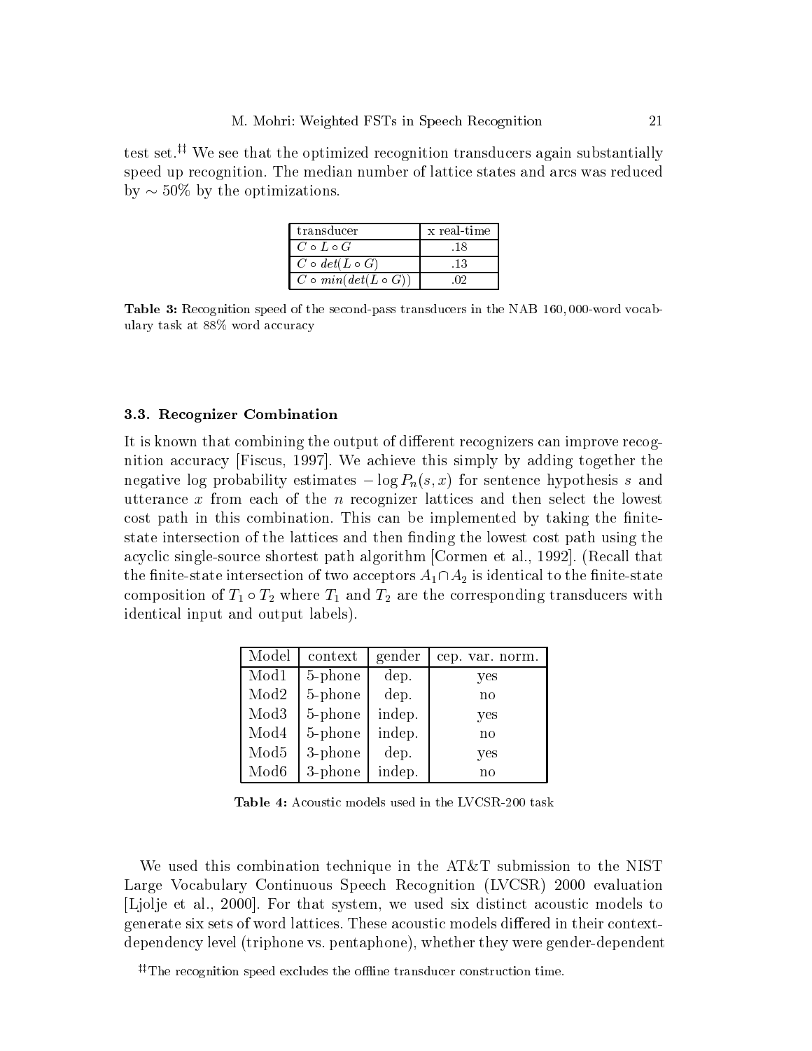test set.[‡‡] We see that the optimized recognition transducers again substantially speed up recognition. The median number of lattice states and arcs was reduced by $\sim 50\%$ by the optimizations.

| transducer | x real-time |
| --- | --- |
| $C \circ L \circ G$ | .18 |
| $C \circ det(L \circ G)$ | .13 |
| $C \circ min(det(L \circ G))$ | .02 |

**Table 3:** Recognition speed of the second-pass transducers in the NAB 160,000-word vocabulary task at 88% word accuracy

### 3.3. Recognizer Combination

It is known that combining the output of different recognizers can improve recognition accuracy [Fiscus, 1997]. We achieve this simply by adding together the negative log probability estimates $-\log P_n(s, x)$ for sentence hypothesis $s$ and utterance $x$ from each of the $n$ recognizer lattices and then select the lowest cost path in this combination. This can be implemented by taking the finite-state intersection of the lattices and then finding the lowest cost path using the acyclic single-source shortest path algorithm [Cormen et al., 1992]. (Recall that the finite-state intersection of two acceptors $A_1 \cap A_2$ is identical to the finite-state composition of $T_1 \circ T_2$ where $T_1$ and $T_2$ are the corresponding transducers with identical input and output labels).

| Model | context | gender | cep. var. norm. |
| --- | --- | --- | --- |
| Mod1 | 5-phone | dep. | yes |
| Mod2 | 5-phone | dep. | no |
| Mod3 | 5-phone | indep. | yes |
| Mod4 | 5-phone | indep. | no |
| Mod5 | 3-phone | dep. | yes |
| Mod6 | 3-phone | indep. | no |

**Table 4:** Acoustic models used in the LVCSR-200 task

We used this combination technique in the AT&T submission to the NIST Large Vocabulary Continuous Speech Recognition (LVCSR) 2000 evaluation [Ljolje et al., 2000]. For that system, we used six distinct acoustic models to generate six sets of word lattices. These acoustic models differed in their context-dependency level (triphone vs. pentaphone), whether they were gender-dependent

[‡‡] The recognition speed excludes the offline transducer construction time.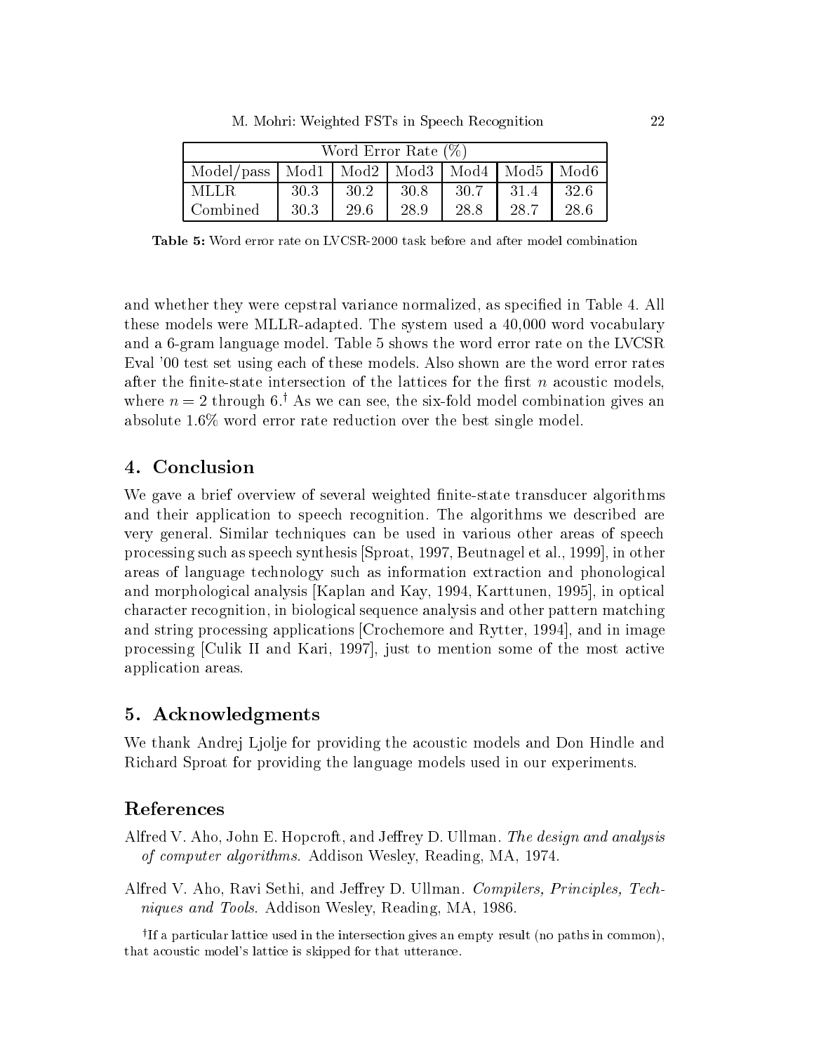| Word Error Rate (%) | | | | | | |
|---|---|---|---|---|---|---|
| Model/pass | Mod1 | Mod2 | Mod3 | Mod4 | Mod5 | Mod6 |
| MLLR | 30.3 | 30.2 | 30.8 | 30.7 | 31.4 | 32.6 |
| Combined | 30.3 | 29.6 | 28.9 | 28.8 | 28.7 | 28.6 |

**Table 5:** Word error rate on LVCSR-2000 task before and after model combination

and whether they were cepstral variance normalized, as specified in Table 4. All these models were MLLR-adapted. The system used a 40,000 word vocabulary and a 6-gram language model. Table 5 shows the word error rate on the LVCSR Eval '00 test set using each of these models. Also shown are the word error rates after the finite-state intersection of the lattices for the first $n$ acoustic models, where $n = 2$ through 6.[†] As we can see, the six-fold model combination gives an absolute 1.6% word error rate reduction over the best single model.

## 4. Conclusion

We gave a brief overview of several weighted finite-state transducer algorithms and their application to speech recognition. The algorithms we described are very general. Similar techniques can be used in various other areas of speech processing such as speech synthesis [Sproat, 1997, Beutnagel et al., 1999], in other areas of language technology such as information extraction and phonological and morphological analysis [Kaplan and Kay, 1994, Karttunen, 1995], in optical character recognition, in biological sequence analysis and other pattern matching and string processing applications [Crochemore and Rytter, 1994], and in image processing [Culik II and Kari, 1997], just to mention some of the most active application areas.

## 5. Acknowledgments

We thank Andrej Ljolje for providing the acoustic models and Don Hindle and Richard Sproat for providing the language models used in our experiments.

## References

Alfred V. Aho, John E. Hopcroft, and Jeffrey D. Ullman. *The design and analysis of computer algorithms*. Addison Wesley, Reading, MA, 1974.

Alfred V. Aho, Ravi Sethi, and Jeffrey D. Ullman. *Compilers, Principles, Techniques and Tools*. Addison Wesley, Reading, MA, 1986.

[†] If a particular lattice used in the intersection gives an empty result (no paths in common), that acoustic model's lattice is skipped for that utterance.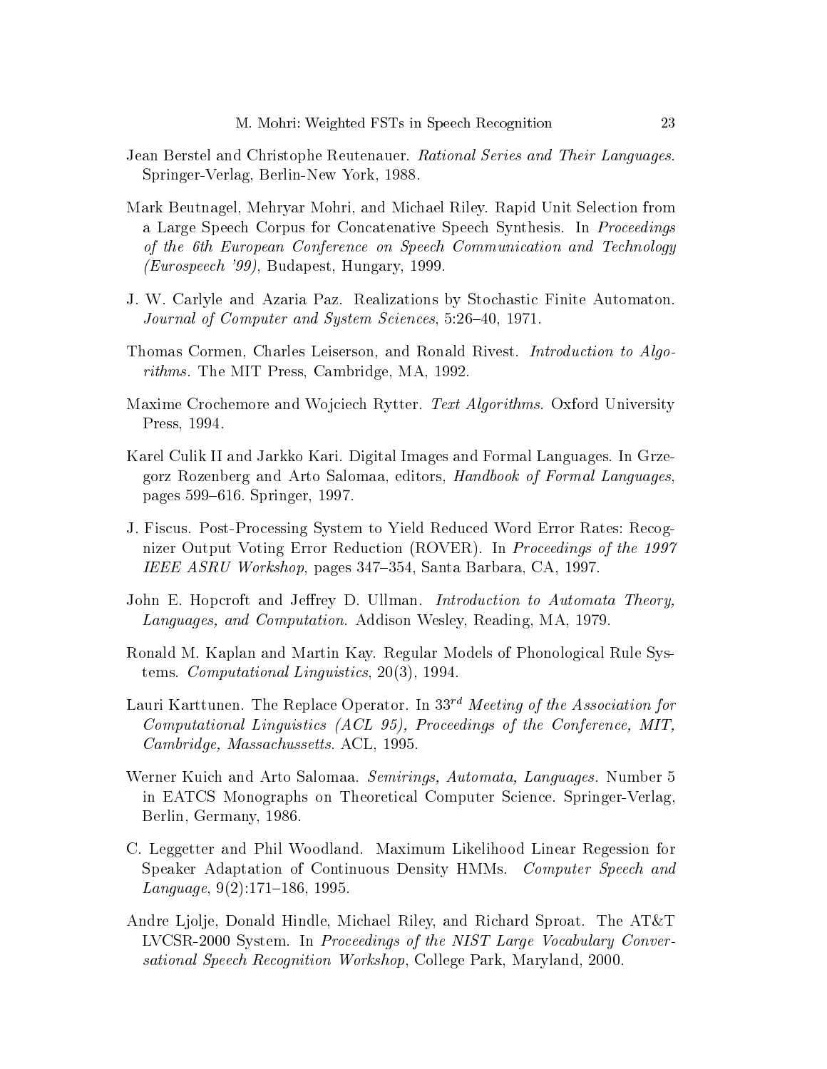Jean Berstel and Christophe Reutenauer. *Rational Series and Their Languages*. Springer-Verlag, Berlin-New York, 1988.

Mark Beutnagel, Mehryar Mohri, and Michael Riley. Rapid Unit Selection from a Large Speech Corpus for Concatenative Speech Synthesis. In *Proceedings of the 6th European Conference on Speech Communication and Technology (Eurospeech '99)*, Budapest, Hungary, 1999.

J. W. Carlyle and Azaria Paz. Realizations by Stochastic Finite Automaton. *Journal of Computer and System Sciences*, 5:26–40, 1971.

Thomas Cormen, Charles Leiserson, and Ronald Rivest. *Introduction to Algorithms*. The MIT Press, Cambridge, MA, 1992.

Maxime Crochemore and Wojciech Rytter. *Text Algorithms*. Oxford University Press, 1994.

Karel Culik II and Jarkko Kari. Digital Images and Formal Languages. In Grzegorz Rozenberg and Arto Salomaa, editors, *Handbook of Formal Languages*, pages 599–616. Springer, 1997.

J. Fiscus. Post-Processing System to Yield Reduced Word Error Rates: Recognizer Output Voting Error Reduction (ROVER). In *Proceedings of the 1997 IEEE ASRU Workshop*, pages 347–354, Santa Barbara, CA, 1997.

John E. Hopcroft and Jeffrey D. Ullman. *Introduction to Automata Theory, Languages, and Computation*. Addison Wesley, Reading, MA, 1979.

Ronald M. Kaplan and Martin Kay. Regular Models of Phonological Rule Systems. *Computational Linguistics*, 20(3), 1994.

Lauri Karttunen. The Replace Operator. In $33^{rd}$ *Meeting of the Association for Computational Linguistics (ACL 95), Proceedings of the Conference, MIT, Cambridge, Massachussetts*. ACL, 1995.

Werner Kuich and Arto Salomaa. *Semirings, Automata, Languages*. Number 5 in EATCS Monographs on Theoretical Computer Science. Springer-Verlag, Berlin, Germany, 1986.

C. Leggetter and Phil Woodland. Maximum Likelihood Linear Regession for Speaker Adaptation of Continuous Density HMMs. *Computer Speech and Language*, 9(2):171–186, 1995.

Andre Ljolje, Donald Hindle, Michael Riley, and Richard Sproat. The AT&T LVCSR-2000 System. In *Proceedings of the NIST Large Vocabulary Conversational Speech Recognition Workshop*, College Park, Maryland, 2000.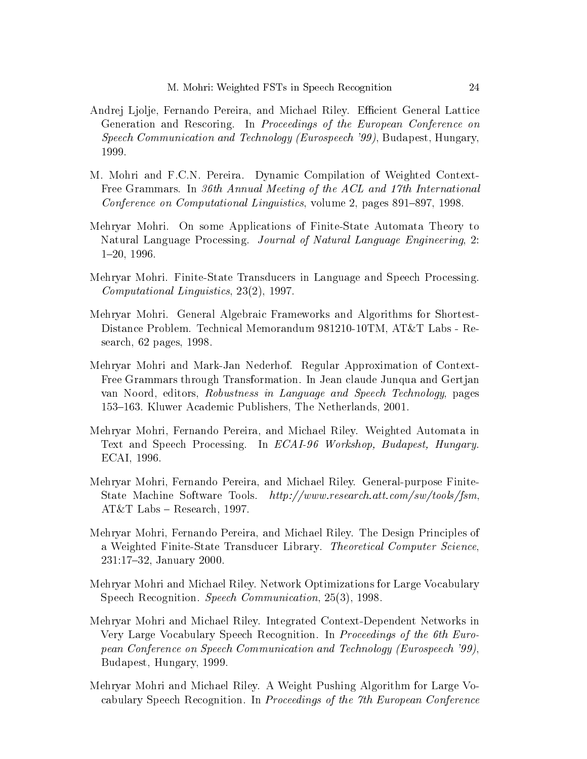Andrej Ljolje, Fernando Pereira, and Michael Riley. Efficient General Lattice Generation and Rescoring. In *Proceedings of the European Conference on Speech Communication and Technology (Eurospeech '99)*, Budapest, Hungary, 1999.

M. Mohri and F.C.N. Pereira. Dynamic Compilation of Weighted Context-Free Grammars. In *36th Annual Meeting of the ACL and 17th International Conference on Computational Linguistics*, volume 2, pages 891–897, 1998.

Mehryar Mohri. On some Applications of Finite-State Automata Theory to Natural Language Processing. *Journal of Natural Language Engineering*, 2: 1–20, 1996.

Mehryar Mohri. Finite-State Transducers in Language and Speech Processing. *Computational Linguistics*, 23(2), 1997.

Mehryar Mohri. General Algebraic Frameworks and Algorithms for Shortest-Distance Problem. Technical Memorandum 981210-10TM, AT&T Labs - Research, 62 pages, 1998.

Mehryar Mohri and Mark-Jan Nederhof. Regular Approximation of Context-Free Grammars through Transformation. In Jean claude Junqua and Gertjan van Noord, editors, *Robustness in Language and Speech Technology*, pages 153–163. Kluwer Academic Publishers, The Netherlands, 2001.

Mehryar Mohri, Fernando Pereira, and Michael Riley. Weighted Automata in Text and Speech Processing. In *ECAI-96 Workshop, Budapest, Hungary*. ECAI, 1996.

Mehryar Mohri, Fernando Pereira, and Michael Riley. General-purpose Finite-State Machine Software Tools. *http://www.research.att.com/sw/tools/fsm*, AT&T Labs – Research, 1997.

Mehryar Mohri, Fernando Pereira, and Michael Riley. The Design Principles of a Weighted Finite-State Transducer Library. *Theoretical Computer Science*, 231:17–32, January 2000.

Mehryar Mohri and Michael Riley. Network Optimizations for Large Vocabulary Speech Recognition. *Speech Communication*, 25(3), 1998.

Mehryar Mohri and Michael Riley. Integrated Context-Dependent Networks in Very Large Vocabulary Speech Recognition. In *Proceedings of the 6th European Conference on Speech Communication and Technology (Eurospeech '99)*, Budapest, Hungary, 1999.

Mehryar Mohri and Michael Riley. A Weight Pushing Algorithm for Large Vocabulary Speech Recognition. In *Proceedings of the 7th European Conference*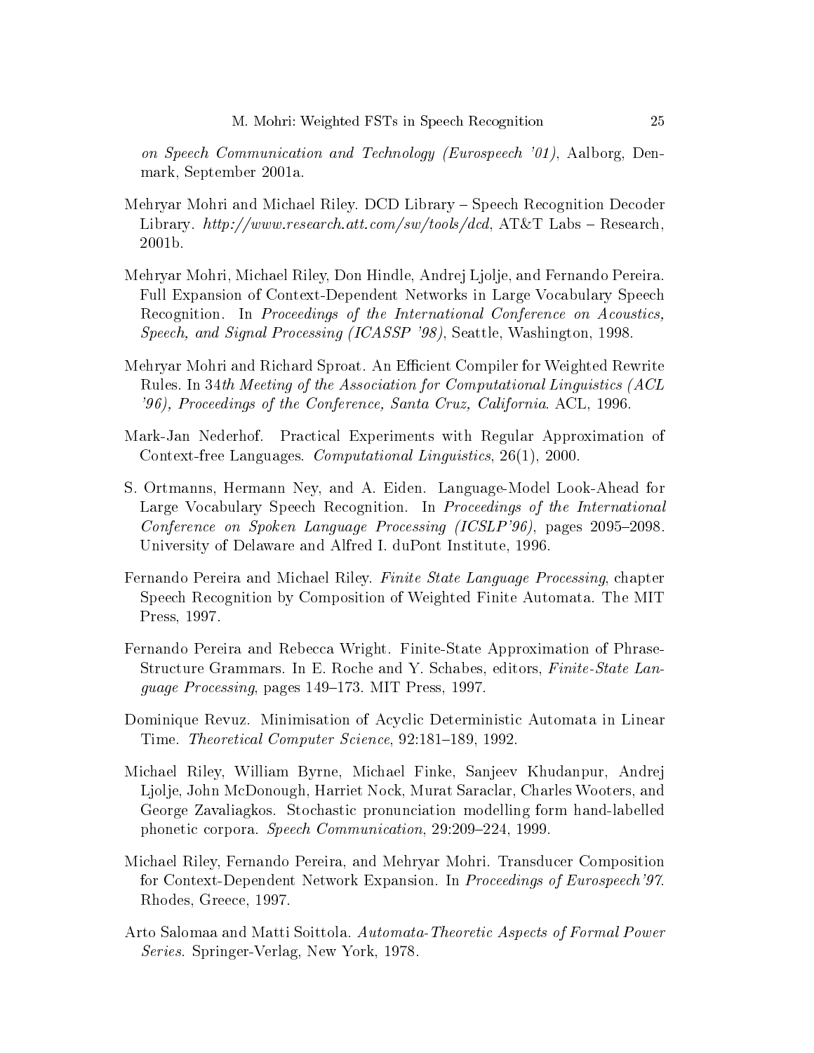*on Speech Communication and Technology (Eurospeech '01)*, Aalborg, Denmark, September 2001a.

Mehryar Mohri and Michael Riley. DCD Library – Speech Recognition Decoder Library. *http://www.research.att.com/sw/tools/dcd*, AT&T Labs – Research, 2001b.

Mehryar Mohri, Michael Riley, Don Hindle, Andrej Ljolje, and Fernando Pereira. Full Expansion of Context-Dependent Networks in Large Vocabulary Speech Recognition. In *Proceedings of the International Conference on Acoustics, Speech, and Signal Processing (ICASSP '98)*, Seattle, Washington, 1998.

Mehryar Mohri and Richard Sproat. An Efficient Compiler for Weighted Rewrite Rules. In *34th Meeting of the Association for Computational Linguistics (ACL '96), Proceedings of the Conference, Santa Cruz, California*. ACL, 1996.

Mark-Jan Nederhof. Practical Experiments with Regular Approximation of Context-free Languages. *Computational Linguistics*, 26(1), 2000.

S. Ortmanns, Hermann Ney, and A. Eiden. Language-Model Look-Ahead for Large Vocabulary Speech Recognition. In *Proceedings of the International Conference on Spoken Language Processing (ICSLP'96)*, pages 2095–2098. University of Delaware and Alfred I. duPont Institute, 1996.

Fernando Pereira and Michael Riley. *Finite State Language Processing*, chapter Speech Recognition by Composition of Weighted Finite Automata. The MIT Press, 1997.

Fernando Pereira and Rebecca Wright. Finite-State Approximation of Phrase-Structure Grammars. In E. Roche and Y. Schabes, editors, *Finite-State Language Processing*, pages 149–173. MIT Press, 1997.

Dominique Revuz. Minimisation of Acyclic Deterministic Automata in Linear Time. *Theoretical Computer Science*, 92:181–189, 1992.

Michael Riley, William Byrne, Michael Finke, Sanjeev Khudanpur, Andrej Ljolje, John McDonough, Harriet Nock, Murat Saraclar, Charles Wooters, and George Zavaliagkos. Stochastic pronunciation modelling form hand-labelled phonetic corpora. *Speech Communication*, 29:209–224, 1999.

Michael Riley, Fernando Pereira, and Mehryar Mohri. Transducer Composition for Context-Dependent Network Expansion. In *Proceedings of Eurospeech'97*. Rhodes, Greece, 1997.

Arto Salomaa and Matti Soittola. *Automata-Theoretic Aspects of Formal Power Series*. Springer-Verlag, New York, 1978.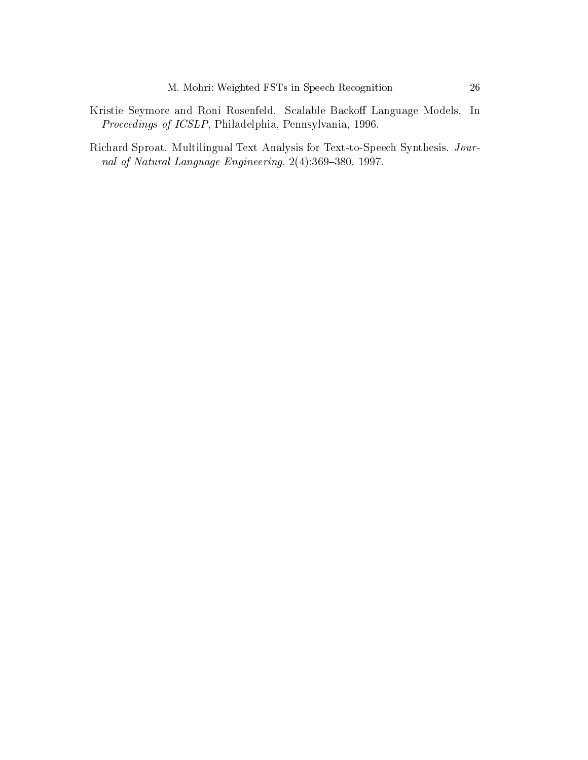Kristie Seymore and Roni Rosenfeld. Scalable Backoff Language Models. In *Proceedings of ICSLP*, Philadelphia, Pennsylvania, 1996.

Richard Sproat. Multilingual Text Analysis for Text-to-Speech Synthesis. *Journal of Natural Language Engineering*, 2(4):369–380, 1997.